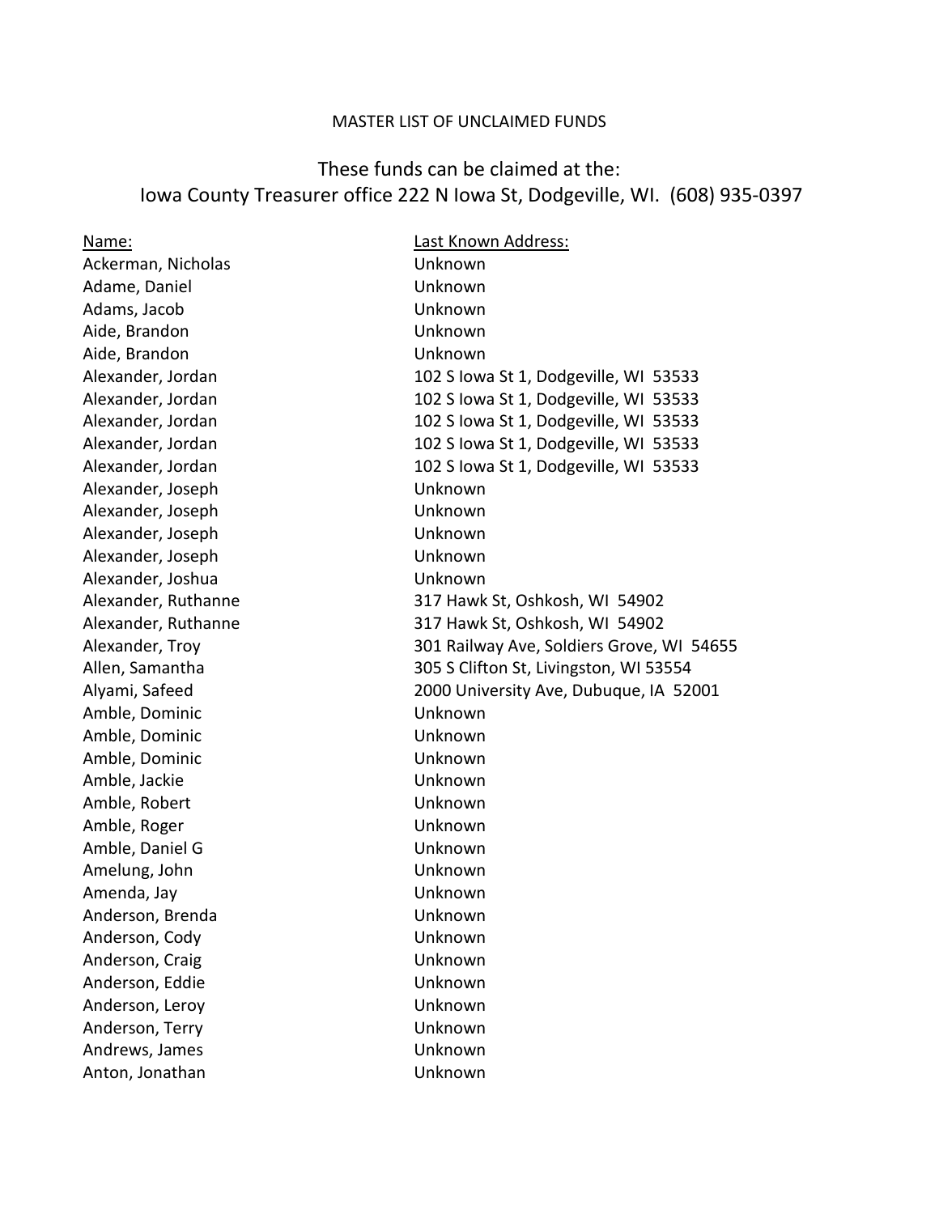MASTER LIST OF UNCLAIMED FUNDS

## These funds can be claimed at the:
## Iowa County Treasurer office 222 N Iowa St, Dodgeville, WI. (608) 935-0397

| Name: | Last Known Address: |
|---|---|
| Ackerman, Nicholas | Unknown |
| Adame, Daniel | Unknown |
| Adams, Jacob | Unknown |
| Aide, Brandon | Unknown |
| Aide, Brandon | Unknown |
| Alexander, Jordan | 102 S Iowa St 1, Dodgeville, WI 53533 |
| Alexander, Jordan | 102 S Iowa St 1, Dodgeville, WI 53533 |
| Alexander, Jordan | 102 S Iowa St 1, Dodgeville, WI 53533 |
| Alexander, Jordan | 102 S Iowa St 1, Dodgeville, WI 53533 |
| Alexander, Jordan | 102 S Iowa St 1, Dodgeville, WI 53533 |
| Alexander, Joseph | Unknown |
| Alexander, Joseph | Unknown |
| Alexander, Joseph | Unknown |
| Alexander, Joseph | Unknown |
| Alexander, Joshua | Unknown |
| Alexander, Ruthanne | 317 Hawk St, Oshkosh, WI 54902 |
| Alexander, Ruthanne | 317 Hawk St, Oshkosh, WI 54902 |
| Alexander, Troy | 301 Railway Ave, Soldiers Grove, WI 54655 |
| Allen, Samantha | 305 S Clifton St, Livingston, WI 53554 |
| Alyami, Safeed | 2000 University Ave, Dubuque, IA 52001 |
| Amble, Dominic | Unknown |
| Amble, Dominic | Unknown |
| Amble, Dominic | Unknown |
| Amble, Jackie | Unknown |
| Amble, Robert | Unknown |
| Amble, Roger | Unknown |
| Amble, Daniel G | Unknown |
| Amelung, John | Unknown |
| Amenda, Jay | Unknown |
| Anderson, Brenda | Unknown |
| Anderson, Cody | Unknown |
| Anderson, Craig | Unknown |
| Anderson, Eddie | Unknown |
| Anderson, Leroy | Unknown |
| Anderson, Terry | Unknown |
| Andrews, James | Unknown |
| Anton, Jonathan | Unknown |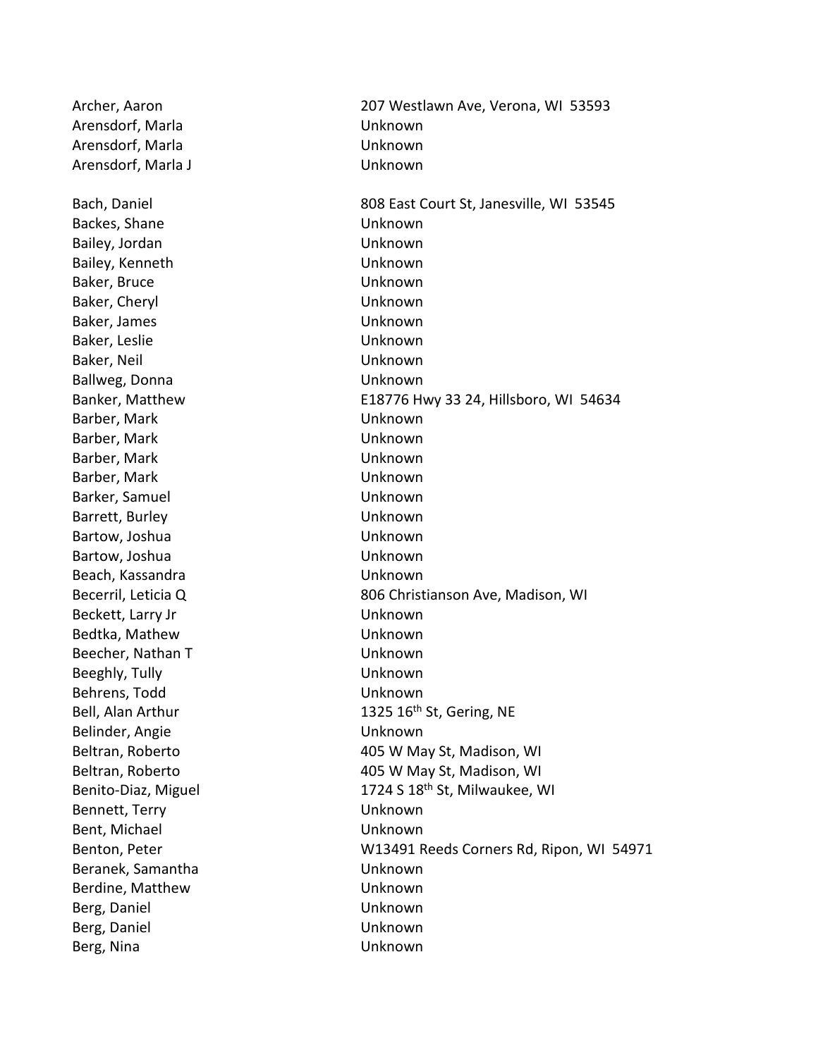| | |
|---|---|
| Archer, Aaron | 207 Westlawn Ave, Verona, WI 53593 |
| Arensdorf, Marla | Unknown |
| Arensdorf, Marla | Unknown |
| Arensdorf, Marla J | Unknown |
| | |
| Bach, Daniel | 808 East Court St, Janesville, WI 53545 |
| Backes, Shane | Unknown |
| Bailey, Jordan | Unknown |
| Bailey, Kenneth | Unknown |
| Baker, Bruce | Unknown |
| Baker, Cheryl | Unknown |
| Baker, James | Unknown |
| Baker, Leslie | Unknown |
| Baker, Neil | Unknown |
| Ballweg, Donna | Unknown |
| Banker, Matthew | E18776 Hwy 33 24, Hillsboro, WI 54634 |
| Barber, Mark | Unknown |
| Barber, Mark | Unknown |
| Barber, Mark | Unknown |
| Barber, Mark | Unknown |
| Barker, Samuel | Unknown |
| Barrett, Burley | Unknown |
| Bartow, Joshua | Unknown |
| Bartow, Joshua | Unknown |
| Beach, Kassandra | Unknown |
| Becerril, Leticia Q | 806 Christianson Ave, Madison, WI |
| Beckett, Larry Jr | Unknown |
| Bedtka, Mathew | Unknown |
| Beecher, Nathan T | Unknown |
| Beeghly, Tully | Unknown |
| Behrens, Todd | Unknown |
| Bell, Alan Arthur | 1325 16th St, Gering, NE |
| Belinder, Angie | Unknown |
| Beltran, Roberto | 405 W May St, Madison, WI |
| Beltran, Roberto | 405 W May St, Madison, WI |
| Benito-Diaz, Miguel | 1724 S 18th St, Milwaukee, WI |
| Bennett, Terry | Unknown |
| Bent, Michael | Unknown |
| Benton, Peter | W13491 Reeds Corners Rd, Ripon, WI 54971 |
| Beranek, Samantha | Unknown |
| Berdine, Matthew | Unknown |
| Berg, Daniel | Unknown |
| Berg, Daniel | Unknown |
| Berg, Nina | Unknown |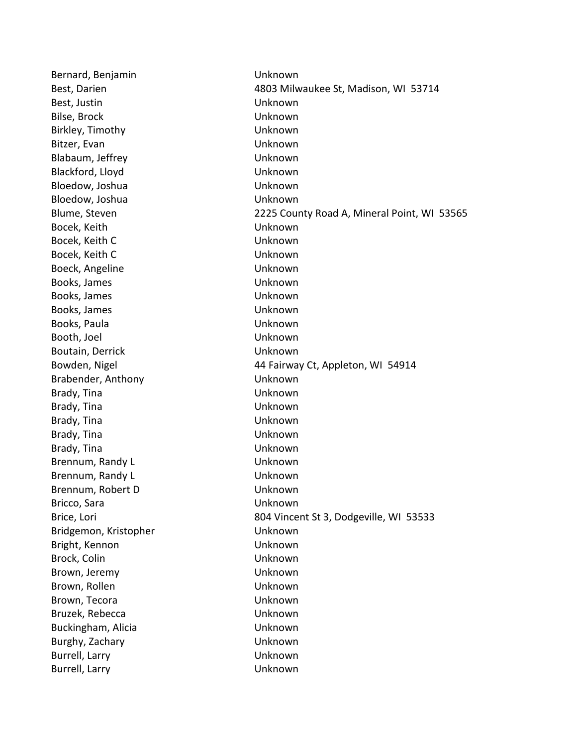| | |
|---|---|
| Bernard, Benjamin | Unknown |
| Best, Darien | 4803 Milwaukee St, Madison, WI 53714 |
| Best, Justin | Unknown |
| Bilse, Brock | Unknown |
| Birkley, Timothy | Unknown |
| Bitzer, Evan | Unknown |
| Blabaum, Jeffrey | Unknown |
| Blackford, Lloyd | Unknown |
| Bloedow, Joshua | Unknown |
| Bloedow, Joshua | Unknown |
| Blume, Steven | 2225 County Road A, Mineral Point, WI 53565 |
| Bocek, Keith | Unknown |
| Bocek, Keith C | Unknown |
| Bocek, Keith C | Unknown |
| Boeck, Angeline | Unknown |
| Books, James | Unknown |
| Books, James | Unknown |
| Books, James | Unknown |
| Books, Paula | Unknown |
| Booth, Joel | Unknown |
| Boutain, Derrick | Unknown |
| Bowden, Nigel | 44 Fairway Ct, Appleton, WI 54914 |
| Brabender, Anthony | Unknown |
| Brady, Tina | Unknown |
| Brady, Tina | Unknown |
| Brady, Tina | Unknown |
| Brady, Tina | Unknown |
| Brady, Tina | Unknown |
| Brennum, Randy L | Unknown |
| Brennum, Randy L | Unknown |
| Brennum, Robert D | Unknown |
| Bricco, Sara | Unknown |
| Brice, Lori | 804 Vincent St 3, Dodgeville, WI 53533 |
| Bridgemon, Kristopher | Unknown |
| Bright, Kennon | Unknown |
| Brock, Colin | Unknown |
| Brown, Jeremy | Unknown |
| Brown, Rollen | Unknown |
| Brown, Tecora | Unknown |
| Bruzek, Rebecca | Unknown |
| Buckingham, Alicia | Unknown |
| Burghy, Zachary | Unknown |
| Burrell, Larry | Unknown |
| Burrell, Larry | Unknown |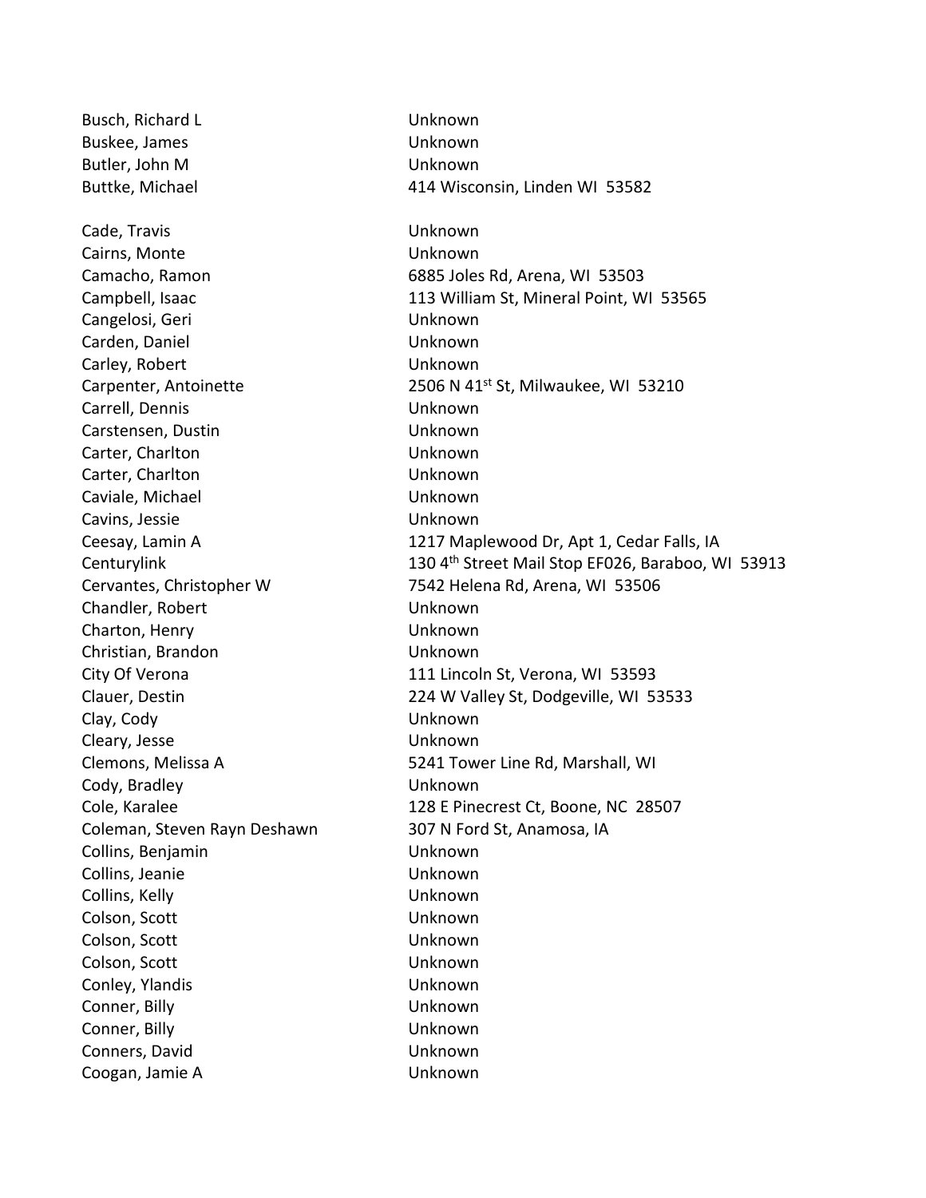| | |
|---|---|
| Busch, Richard L | Unknown |
| Buskee, James | Unknown |
| Butler, John M | Unknown |
| Buttke, Michael | 414 Wisconsin, Linden WI 53582 |
| | |
| Cade, Travis | Unknown |
| Cairns, Monte | Unknown |
| Camacho, Ramon | 6885 Joles Rd, Arena, WI 53503 |
| Campbell, Isaac | 113 William St, Mineral Point, WI 53565 |
| Cangelosi, Geri | Unknown |
| Carden, Daniel | Unknown |
| Carley, Robert | Unknown |
| Carpenter, Antoinette | 2506 N 41st St, Milwaukee, WI 53210 |
| Carrell, Dennis | Unknown |
| Carstensen, Dustin | Unknown |
| Carter, Charlton | Unknown |
| Carter, Charlton | Unknown |
| Caviale, Michael | Unknown |
| Cavins, Jessie | Unknown |
| Ceesay, Lamin A | 1217 Maplewood Dr, Apt 1, Cedar Falls, IA |
| Centurylink | 130 4th Street Mail Stop EF026, Baraboo, WI 53913 |
| Cervantes, Christopher W | 7542 Helena Rd, Arena, WI 53506 |
| Chandler, Robert | Unknown |
| Charton, Henry | Unknown |
| Christian, Brandon | Unknown |
| City Of Verona | 111 Lincoln St, Verona, WI 53593 |
| Clauer, Destin | 224 W Valley St, Dodgeville, WI 53533 |
| Clay, Cody | Unknown |
| Cleary, Jesse | Unknown |
| Clemons, Melissa A | 5241 Tower Line Rd, Marshall, WI |
| Cody, Bradley | Unknown |
| Cole, Karalee | 128 E Pinecrest Ct, Boone, NC 28507 |
| Coleman, Steven Rayn Deshawn | 307 N Ford St, Anamosa, IA |
| Collins, Benjamin | Unknown |
| Collins, Jeanie | Unknown |
| Collins, Kelly | Unknown |
| Colson, Scott | Unknown |
| Colson, Scott | Unknown |
| Colson, Scott | Unknown |
| Conley, Ylandis | Unknown |
| Conner, Billy | Unknown |
| Conner, Billy | Unknown |
| Conners, David | Unknown |
| Coogan, Jamie A | Unknown |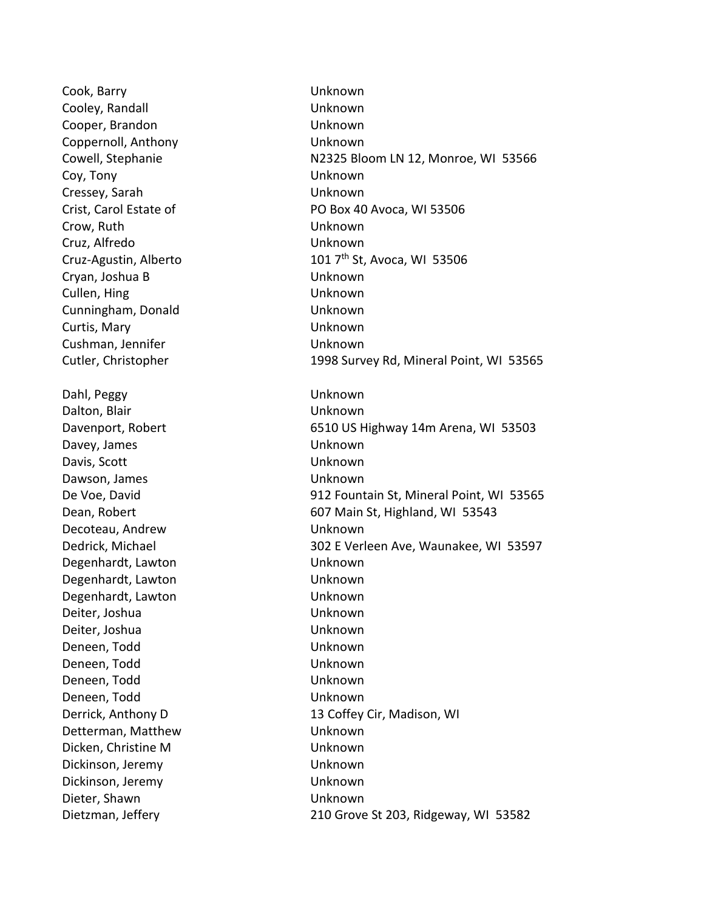| | |
|---|---|
| Cook, Barry | Unknown |
| Cooley, Randall | Unknown |
| Cooper, Brandon | Unknown |
| Coppernoll, Anthony | Unknown |
| Cowell, Stephanie | N2325 Bloom LN 12, Monroe, WI 53566 |
| Coy, Tony | Unknown |
| Cressey, Sarah | Unknown |
| Crist, Carol Estate of | PO Box 40 Avoca, WI 53506 |
| Crow, Ruth | Unknown |
| Cruz, Alfredo | Unknown |
| Cruz-Agustin, Alberto | 101 7th St, Avoca, WI 53506 |
| Cryan, Joshua B | Unknown |
| Cullen, Hing | Unknown |
| Cunningham, Donald | Unknown |
| Curtis, Mary | Unknown |
| Cushman, Jennifer | Unknown |
| Cutler, Christopher | 1998 Survey Rd, Mineral Point, WI 53565 |
| | |
| Dahl, Peggy | Unknown |
| Dalton, Blair | Unknown |
| Davenport, Robert | 6510 US Highway 14m Arena, WI 53503 |
| Davey, James | Unknown |
| Davis, Scott | Unknown |
| Dawson, James | Unknown |
| De Voe, David | 912 Fountain St, Mineral Point, WI 53565 |
| Dean, Robert | 607 Main St, Highland, WI 53543 |
| Decoteau, Andrew | Unknown |
| Dedrick, Michael | 302 E Verleen Ave, Waunakee, WI 53597 |
| Degenhardt, Lawton | Unknown |
| Degenhardt, Lawton | Unknown |
| Degenhardt, Lawton | Unknown |
| Deiter, Joshua | Unknown |
| Deiter, Joshua | Unknown |
| Deneen, Todd | Unknown |
| Deneen, Todd | Unknown |
| Deneen, Todd | Unknown |
| Deneen, Todd | Unknown |
| Derrick, Anthony D | 13 Coffey Cir, Madison, WI |
| Detterman, Matthew | Unknown |
| Dicken, Christine M | Unknown |
| Dickinson, Jeremy | Unknown |
| Dickinson, Jeremy | Unknown |
| Dieter, Shawn | Unknown |
| Dietzman, Jeffery | 210 Grove St 203, Ridgeway, WI 53582 |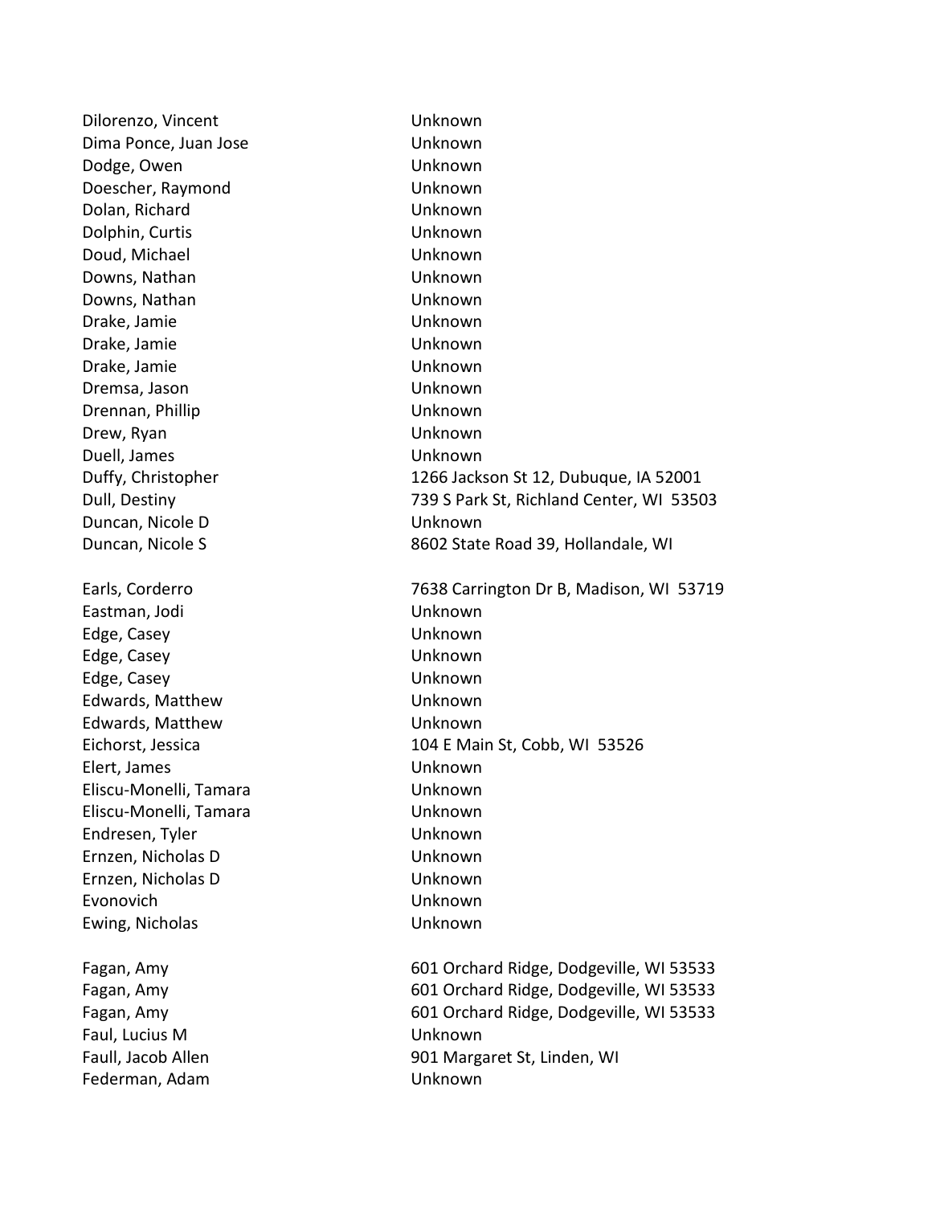| | |
|---|---|
| Dilorenzo, Vincent | Unknown |
| Dima Ponce, Juan Jose | Unknown |
| Dodge, Owen | Unknown |
| Doescher, Raymond | Unknown |
| Dolan, Richard | Unknown |
| Dolphin, Curtis | Unknown |
| Doud, Michael | Unknown |
| Downs, Nathan | Unknown |
| Downs, Nathan | Unknown |
| Drake, Jamie | Unknown |
| Drake, Jamie | Unknown |
| Drake, Jamie | Unknown |
| Dremsa, Jason | Unknown |
| Drennan, Phillip | Unknown |
| Drew, Ryan | Unknown |
| Duell, James | Unknown |
| Duffy, Christopher | 1266 Jackson St 12, Dubuque, IA 52001 |
| Dull, Destiny | 739 S Park St, Richland Center, WI 53503 |
| Duncan, Nicole D | Unknown |
| Duncan, Nicole S | 8602 State Road 39, Hollandale, WI |
| | |
| Earls, Corderro | 7638 Carrington Dr B, Madison, WI 53719 |
| Eastman, Jodi | Unknown |
| Edge, Casey | Unknown |
| Edge, Casey | Unknown |
| Edge, Casey | Unknown |
| Edwards, Matthew | Unknown |
| Edwards, Matthew | Unknown |
| Eichorst, Jessica | 104 E Main St, Cobb, WI 53526 |
| Elert, James | Unknown |
| Eliscu-Monelli, Tamara | Unknown |
| Eliscu-Monelli, Tamara | Unknown |
| Endresen, Tyler | Unknown |
| Ernzen, Nicholas D | Unknown |
| Ernzen, Nicholas D | Unknown |
| Evonovich | Unknown |
| Ewing, Nicholas | Unknown |
| | |
| Fagan, Amy | 601 Orchard Ridge, Dodgeville, WI 53533 |
| Fagan, Amy | 601 Orchard Ridge, Dodgeville, WI 53533 |
| Fagan, Amy | 601 Orchard Ridge, Dodgeville, WI 53533 |
| Faul, Lucius M | Unknown |
| Faull, Jacob Allen | 901 Margaret St, Linden, WI |
| Federman, Adam | Unknown |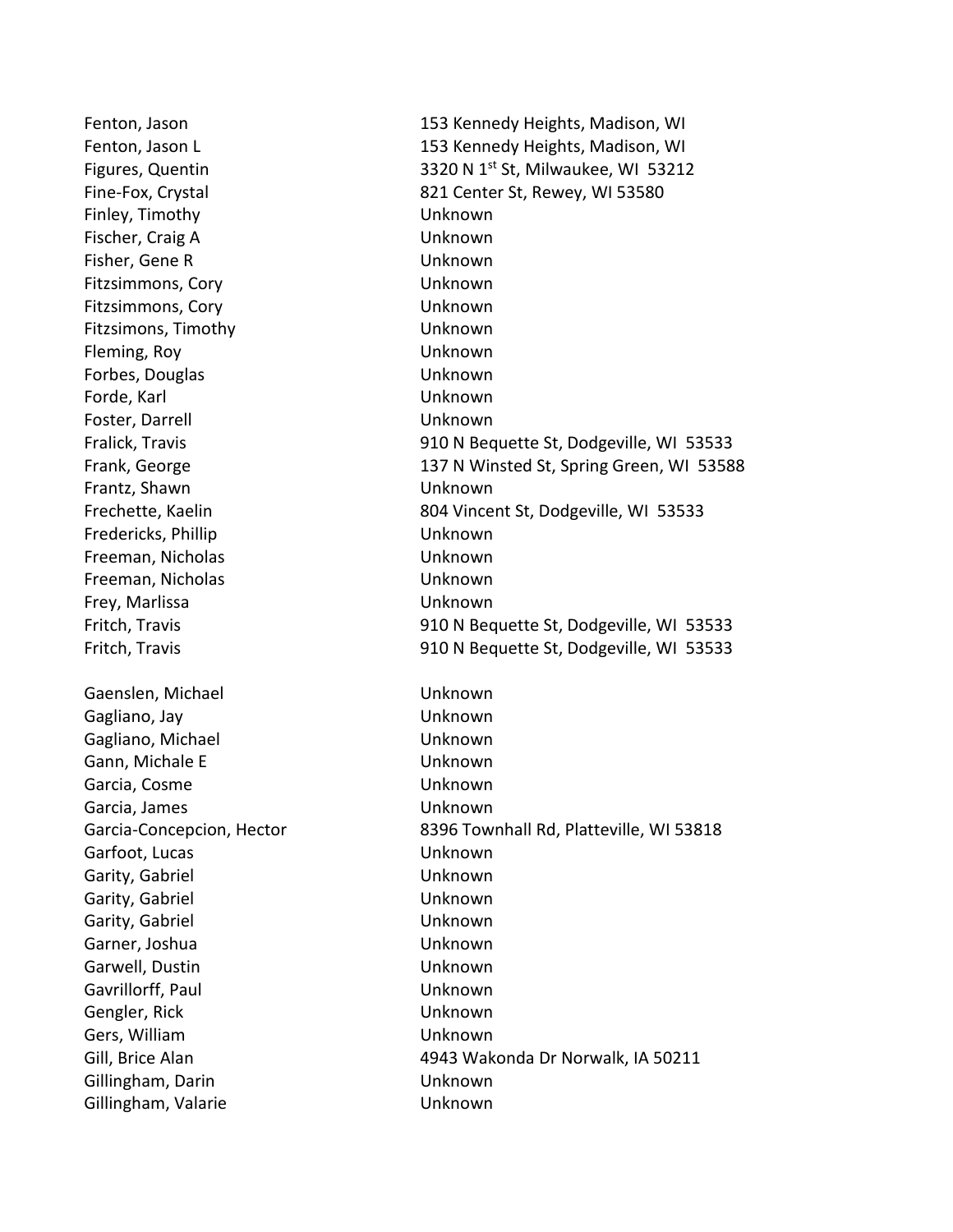| | |
|---|---|
| Fenton, Jason | 153 Kennedy Heights, Madison, WI |
| Fenton, Jason L | 153 Kennedy Heights, Madison, WI |
| Figures, Quentin | 3320 N 1st St, Milwaukee, WI 53212 |
| Fine-Fox, Crystal | 821 Center St, Rewey, WI 53580 |
| Finley, Timothy | Unknown |
| Fischer, Craig A | Unknown |
| Fisher, Gene R | Unknown |
| Fitzsimmons, Cory | Unknown |
| Fitzsimmons, Cory | Unknown |
| Fitzsimons, Timothy | Unknown |
| Fleming, Roy | Unknown |
| Forbes, Douglas | Unknown |
| Forde, Karl | Unknown |
| Foster, Darrell | Unknown |
| Fralick, Travis | 910 N Bequette St, Dodgeville, WI 53533 |
| Frank, George | 137 N Winsted St, Spring Green, WI 53588 |
| Frantz, Shawn | Unknown |
| Frechette, Kaelin | 804 Vincent St, Dodgeville, WI 53533 |
| Fredericks, Phillip | Unknown |
| Freeman, Nicholas | Unknown |
| Freeman, Nicholas | Unknown |
| Frey, Marlissa | Unknown |
| Fritch, Travis | 910 N Bequette St, Dodgeville, WI 53533 |
| Fritch, Travis | 910 N Bequette St, Dodgeville, WI 53533 |
| | |
| Gaenslen, Michael | Unknown |
| Gagliano, Jay | Unknown |
| Gagliano, Michael | Unknown |
| Gann, Michale E | Unknown |
| Garcia, Cosme | Unknown |
| Garcia, James | Unknown |
| Garcia-Concepcion, Hector | 8396 Townhall Rd, Platteville, WI 53818 |
| Garfoot, Lucas | Unknown |
| Garity, Gabriel | Unknown |
| Garity, Gabriel | Unknown |
| Garity, Gabriel | Unknown |
| Garner, Joshua | Unknown |
| Garwell, Dustin | Unknown |
| Gavrillorff, Paul | Unknown |
| Gengler, Rick | Unknown |
| Gers, William | Unknown |
| Gill, Brice Alan | 4943 Wakonda Dr Norwalk, IA 50211 |
| Gillingham, Darin | Unknown |
| Gillingham, Valarie | Unknown |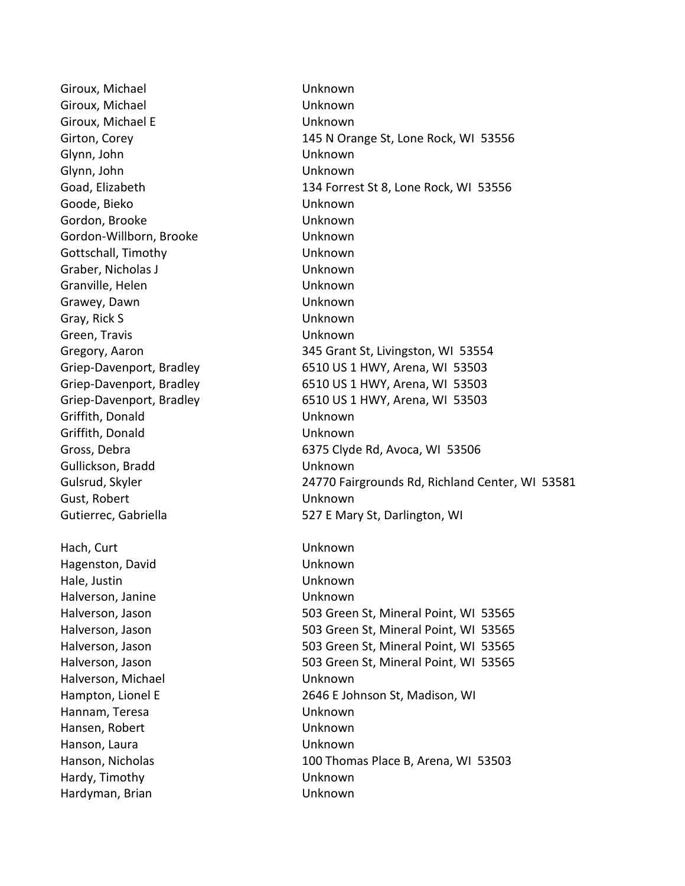| | |
|---|---|
| Giroux, Michael | Unknown |
| Giroux, Michael | Unknown |
| Giroux, Michael E | Unknown |
| Girton, Corey | 145 N Orange St, Lone Rock, WI 53556 |
| Glynn, John | Unknown |
| Glynn, John | Unknown |
| Goad, Elizabeth | 134 Forrest St 8, Lone Rock, WI 53556 |
| Goode, Bieko | Unknown |
| Gordon, Brooke | Unknown |
| Gordon-Willborn, Brooke | Unknown |
| Gottschall, Timothy | Unknown |
| Graber, Nicholas J | Unknown |
| Granville, Helen | Unknown |
| Grawey, Dawn | Unknown |
| Gray, Rick S | Unknown |
| Green, Travis | Unknown |
| Gregory, Aaron | 345 Grant St, Livingston, WI 53554 |
| Griep-Davenport, Bradley | 6510 US 1 HWY, Arena, WI 53503 |
| Griep-Davenport, Bradley | 6510 US 1 HWY, Arena, WI 53503 |
| Griep-Davenport, Bradley | 6510 US 1 HWY, Arena, WI 53503 |
| Griffith, Donald | Unknown |
| Griffith, Donald | Unknown |
| Gross, Debra | 6375 Clyde Rd, Avoca, WI 53506 |
| Gullickson, Bradd | Unknown |
| Gulsrud, Skyler | 24770 Fairgrounds Rd, Richland Center, WI 53581 |
| Gust, Robert | Unknown |
| Gutierrec, Gabriella | 527 E Mary St, Darlington, WI |
| | |
| Hach, Curt | Unknown |
| Hagenston, David | Unknown |
| Hale, Justin | Unknown |
| Halverson, Janine | Unknown |
| Halverson, Jason | 503 Green St, Mineral Point, WI 53565 |
| Halverson, Jason | 503 Green St, Mineral Point, WI 53565 |
| Halverson, Jason | 503 Green St, Mineral Point, WI 53565 |
| Halverson, Jason | 503 Green St, Mineral Point, WI 53565 |
| Halverson, Michael | Unknown |
| Hampton, Lionel E | 2646 E Johnson St, Madison, WI |
| Hannam, Teresa | Unknown |
| Hansen, Robert | Unknown |
| Hanson, Laura | Unknown |
| Hanson, Nicholas | 100 Thomas Place B, Arena, WI 53503 |
| Hardy, Timothy | Unknown |
| Hardyman, Brian | Unknown |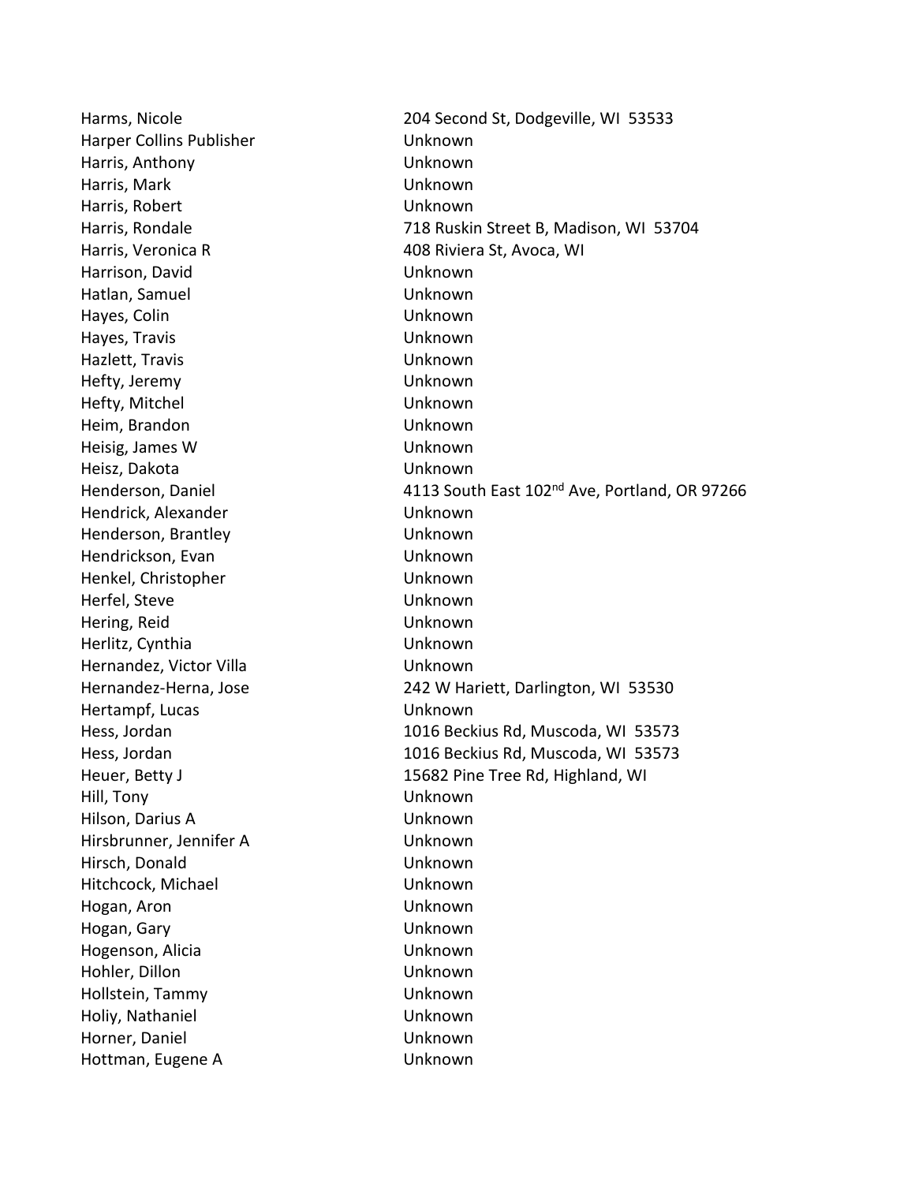| | |
|---|---|
| Harms, Nicole | 204 Second St, Dodgeville, WI 53533 |
| Harper Collins Publisher | Unknown |
| Harris, Anthony | Unknown |
| Harris, Mark | Unknown |
| Harris, Robert | Unknown |
| Harris, Rondale | 718 Ruskin Street B, Madison, WI 53704 |
| Harris, Veronica R | 408 Riviera St, Avoca, WI |
| Harrison, David | Unknown |
| Hatlan, Samuel | Unknown |
| Hayes, Colin | Unknown |
| Hayes, Travis | Unknown |
| Hazlett, Travis | Unknown |
| Hefty, Jeremy | Unknown |
| Hefty, Mitchel | Unknown |
| Heim, Brandon | Unknown |
| Heisig, James W | Unknown |
| Heisz, Dakota | Unknown |
| Henderson, Daniel | 4113 South East 102nd Ave, Portland, OR 97266 |
| Hendrick, Alexander | Unknown |
| Henderson, Brantley | Unknown |
| Hendrickson, Evan | Unknown |
| Henkel, Christopher | Unknown |
| Herfel, Steve | Unknown |
| Hering, Reid | Unknown |
| Herlitz, Cynthia | Unknown |
| Hernandez, Victor Villa | Unknown |
| Hernandez-Herna, Jose | 242 W Hariett, Darlington, WI 53530 |
| Hertampf, Lucas | Unknown |
| Hess, Jordan | 1016 Beckius Rd, Muscoda, WI 53573 |
| Hess, Jordan | 1016 Beckius Rd, Muscoda, WI 53573 |
| Heuer, Betty J | 15682 Pine Tree Rd, Highland, WI |
| Hill, Tony | Unknown |
| Hilson, Darius A | Unknown |
| Hirsbrunner, Jennifer A | Unknown |
| Hirsch, Donald | Unknown |
| Hitchcock, Michael | Unknown |
| Hogan, Aron | Unknown |
| Hogan, Gary | Unknown |
| Hogenson, Alicia | Unknown |
| Hohler, Dillon | Unknown |
| Hollstein, Tammy | Unknown |
| Holiy, Nathaniel | Unknown |
| Horner, Daniel | Unknown |
| Hottman, Eugene A | Unknown |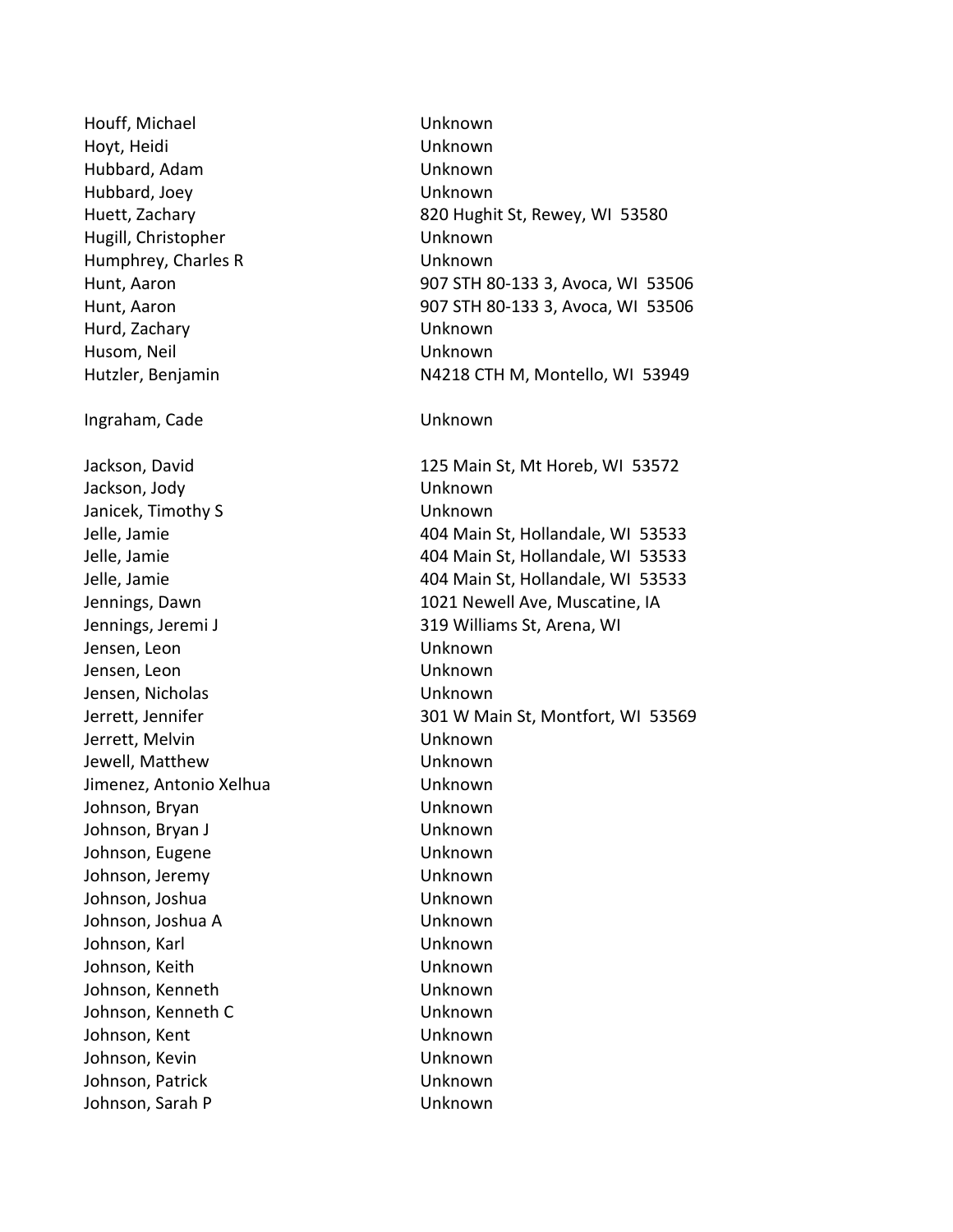| | |
|---|---|
| Houff, Michael | Unknown |
| Hoyt, Heidi | Unknown |
| Hubbard, Adam | Unknown |
| Hubbard, Joey | Unknown |
| Huett, Zachary | 820 Hughit St, Rewey, WI 53580 |
| Hugill, Christopher | Unknown |
| Humphrey, Charles R | Unknown |
| Hunt, Aaron | 907 STH 80-133 3, Avoca, WI 53506 |
| Hunt, Aaron | 907 STH 80-133 3, Avoca, WI 53506 |
| Hurd, Zachary | Unknown |
| Husom, Neil | Unknown |
| Hutzler, Benjamin | N4218 CTH M, Montello, WI 53949 |
| | |
| Ingraham, Cade | Unknown |
| | |
| Jackson, David | 125 Main St, Mt Horeb, WI 53572 |
| Jackson, Jody | Unknown |
| Janicek, Timothy S | Unknown |
| Jelle, Jamie | 404 Main St, Hollandale, WI 53533 |
| Jelle, Jamie | 404 Main St, Hollandale, WI 53533 |
| Jelle, Jamie | 404 Main St, Hollandale, WI 53533 |
| Jennings, Dawn | 1021 Newell Ave, Muscatine, IA |
| Jennings, Jeremi J | 319 Williams St, Arena, WI |
| Jensen, Leon | Unknown |
| Jensen, Leon | Unknown |
| Jensen, Nicholas | Unknown |
| Jerrett, Jennifer | 301 W Main St, Montfort, WI 53569 |
| Jerrett, Melvin | Unknown |
| Jewell, Matthew | Unknown |
| Jimenez, Antonio Xelhua | Unknown |
| Johnson, Bryan | Unknown |
| Johnson, Bryan J | Unknown |
| Johnson, Eugene | Unknown |
| Johnson, Jeremy | Unknown |
| Johnson, Joshua | Unknown |
| Johnson, Joshua A | Unknown |
| Johnson, Karl | Unknown |
| Johnson, Keith | Unknown |
| Johnson, Kenneth | Unknown |
| Johnson, Kenneth C | Unknown |
| Johnson, Kent | Unknown |
| Johnson, Kevin | Unknown |
| Johnson, Patrick | Unknown |
| Johnson, Sarah P | Unknown |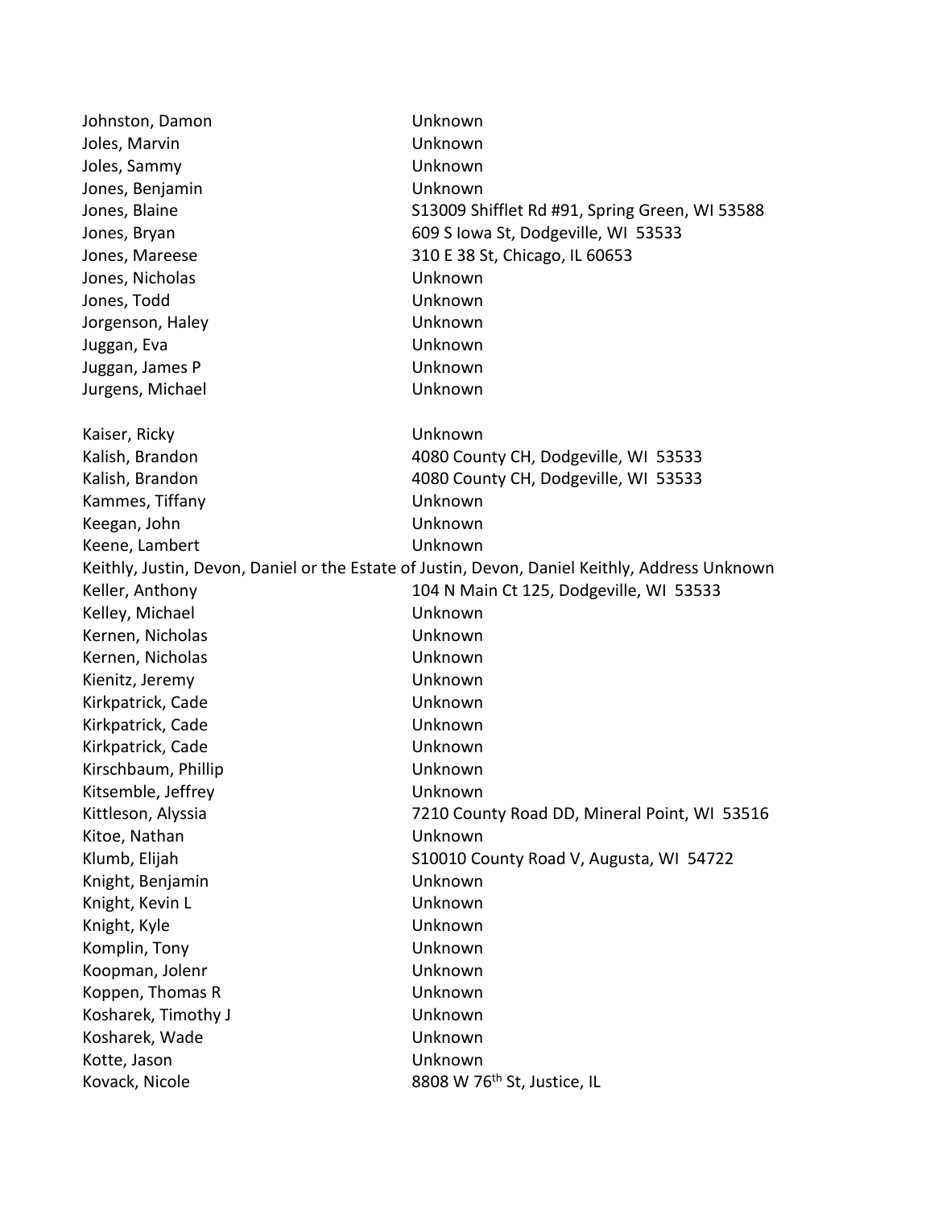| | |
|---|---|
| Johnston, Damon | Unknown |
| Joles, Marvin | Unknown |
| Joles, Sammy | Unknown |
| Jones, Benjamin | Unknown |
| Jones, Blaine | S13009 Shifflet Rd #91, Spring Green, WI 53588 |
| Jones, Bryan | 609 S Iowa St, Dodgeville, WI 53533 |
| Jones, Mareese | 310 E 38 St, Chicago, IL 60653 |
| Jones, Nicholas | Unknown |
| Jones, Todd | Unknown |
| Jorgenson, Haley | Unknown |
| Juggan, Eva | Unknown |
| Juggan, James P | Unknown |
| Jurgens, Michael | Unknown |

| | |
|---|---|
| Kaiser, Ricky | Unknown |
| Kalish, Brandon | 4080 County CH, Dodgeville, WI 53533 |
| Kalish, Brandon | 4080 County CH, Dodgeville, WI 53533 |
| Kammes, Tiffany | Unknown |
| Keegan, John | Unknown |
| Keene, Lambert | Unknown |

Keithly, Justin, Devon, Daniel or the Estate of Justin, Devon, Daniel Keithly, Address Unknown

| | |
|---|---|
| Keller, Anthony | 104 N Main Ct 125, Dodgeville, WI 53533 |
| Kelley, Michael | Unknown |
| Kernen, Nicholas | Unknown |
| Kernen, Nicholas | Unknown |
| Kienitz, Jeremy | Unknown |
| Kirkpatrick, Cade | Unknown |
| Kirkpatrick, Cade | Unknown |
| Kirkpatrick, Cade | Unknown |
| Kirschbaum, Phillip | Unknown |
| Kitsemble, Jeffrey | Unknown |
| Kittleson, Alyssia | 7210 County Road DD, Mineral Point, WI 53516 |
| Kitoe, Nathan | Unknown |
| Klumb, Elijah | S10010 County Road V, Augusta, WI 54722 |
| Knight, Benjamin | Unknown |
| Knight, Kevin L | Unknown |
| Knight, Kyle | Unknown |
| Komplin, Tony | Unknown |
| Koopman, Jolenr | Unknown |
| Koppen, Thomas R | Unknown |
| Kosharek, Timothy J | Unknown |
| Kosharek, Wade | Unknown |
| Kotte, Jason | Unknown |
| Kovack, Nicole | 8808 W 76th St, Justice, IL |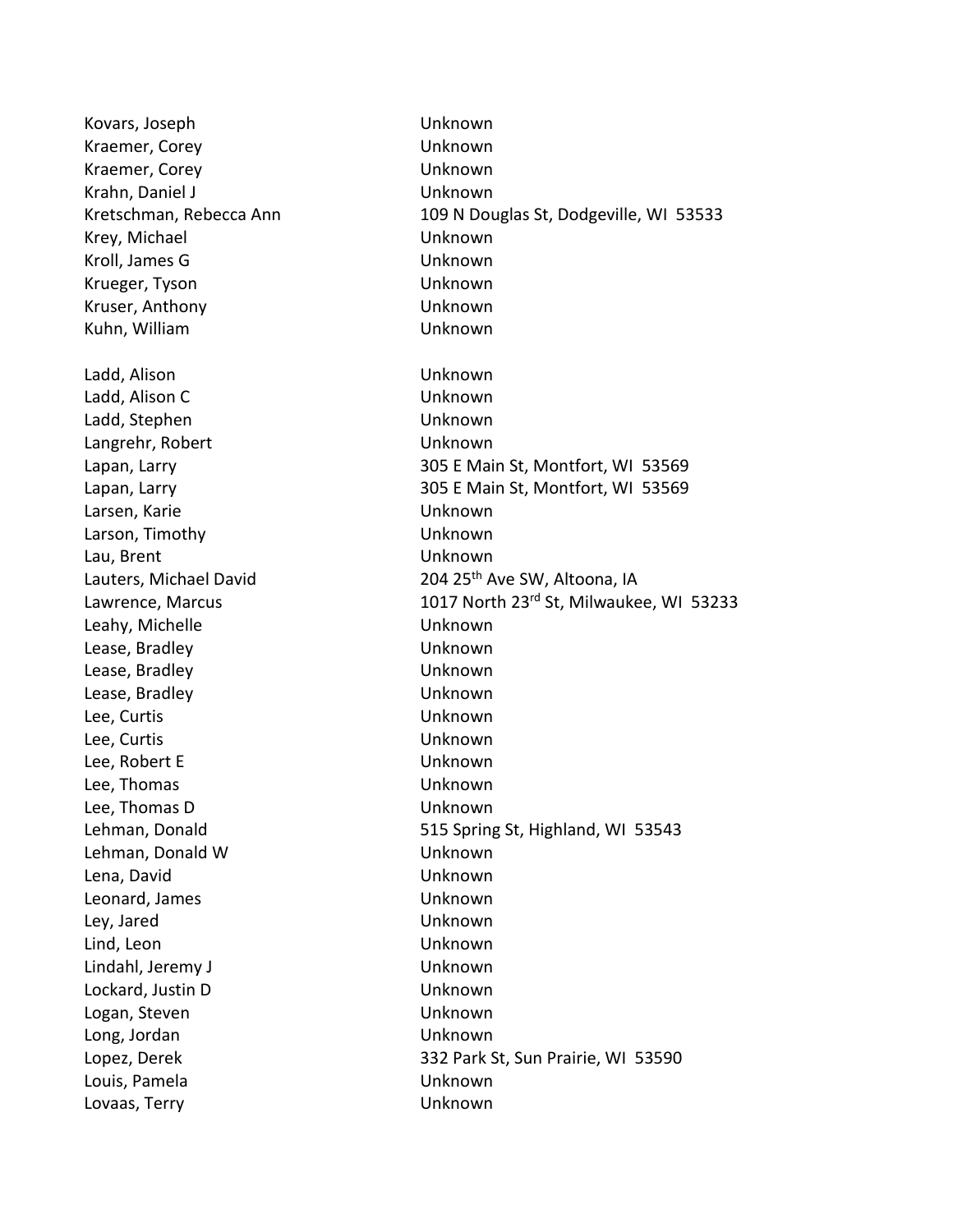| | |
|---|---|
| Kovars, Joseph | Unknown |
| Kraemer, Corey | Unknown |
| Kraemer, Corey | Unknown |
| Krahn, Daniel J | Unknown |
| Kretschman, Rebecca Ann | 109 N Douglas St, Dodgeville, WI 53533 |
| Krey, Michael | Unknown |
| Kroll, James G | Unknown |
| Krueger, Tyson | Unknown |
| Kruser, Anthony | Unknown |
| Kuhn, William | Unknown |
| | |
| Ladd, Alison | Unknown |
| Ladd, Alison C | Unknown |
| Ladd, Stephen | Unknown |
| Langrehr, Robert | Unknown |
| Lapan, Larry | 305 E Main St, Montfort, WI 53569 |
| Lapan, Larry | 305 E Main St, Montfort, WI 53569 |
| Larsen, Karie | Unknown |
| Larson, Timothy | Unknown |
| Lau, Brent | Unknown |
| Lauters, Michael David | 204 25th Ave SW, Altoona, IA |
| Lawrence, Marcus | 1017 North 23rd St, Milwaukee, WI 53233 |
| Leahy, Michelle | Unknown |
| Lease, Bradley | Unknown |
| Lease, Bradley | Unknown |
| Lease, Bradley | Unknown |
| Lee, Curtis | Unknown |
| Lee, Curtis | Unknown |
| Lee, Robert E | Unknown |
| Lee, Thomas | Unknown |
| Lee, Thomas D | Unknown |
| Lehman, Donald | 515 Spring St, Highland, WI 53543 |
| Lehman, Donald W | Unknown |
| Lena, David | Unknown |
| Leonard, James | Unknown |
| Ley, Jared | Unknown |
| Lind, Leon | Unknown |
| Lindahl, Jeremy J | Unknown |
| Lockard, Justin D | Unknown |
| Logan, Steven | Unknown |
| Long, Jordan | Unknown |
| Lopez, Derek | 332 Park St, Sun Prairie, WI 53590 |
| Louis, Pamela | Unknown |
| Lovaas, Terry | Unknown |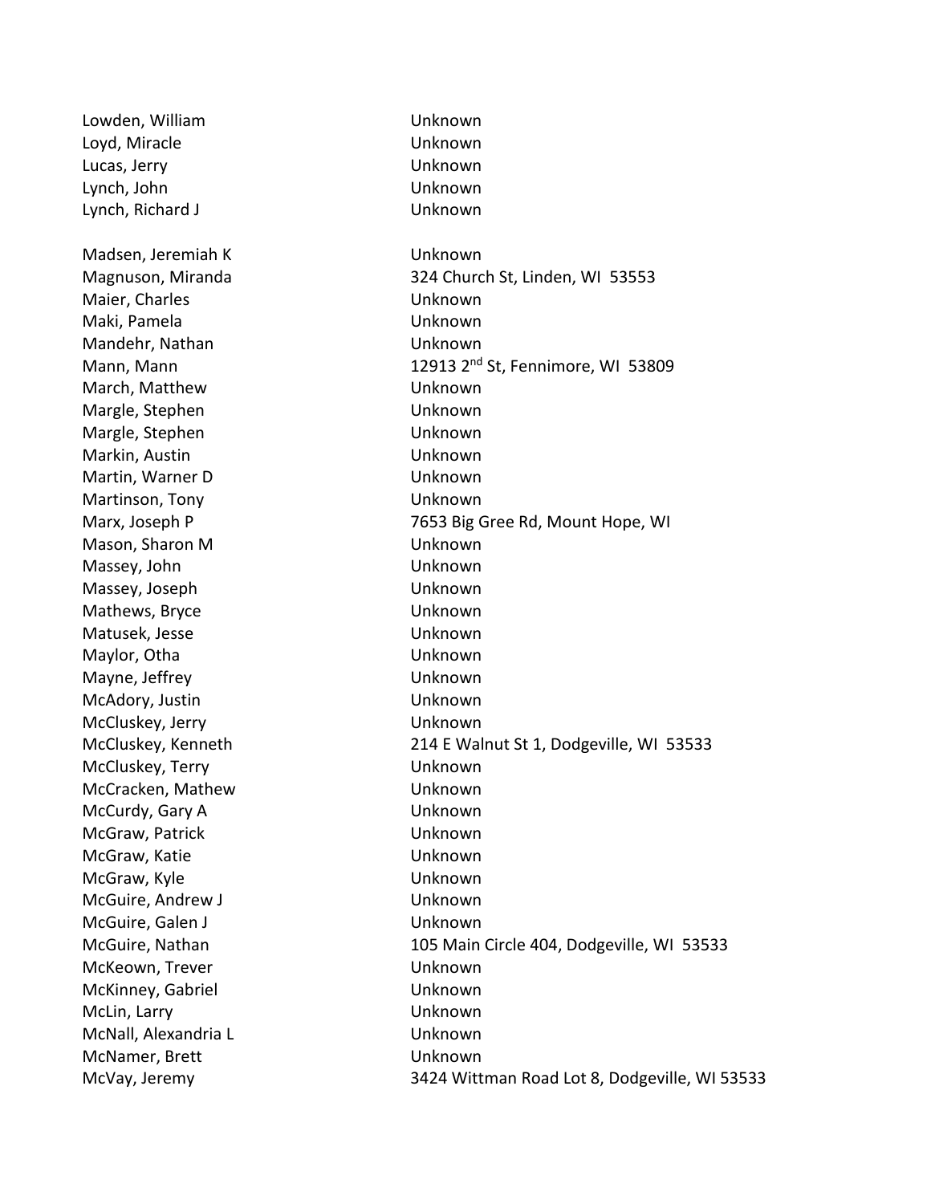| | |
|---|---|
| Lowden, William | Unknown |
| Loyd, Miracle | Unknown |
| Lucas, Jerry | Unknown |
| Lynch, John | Unknown |
| Lynch, Richard J | Unknown |
| | |
| Madsen, Jeremiah K | Unknown |
| Magnuson, Miranda | 324 Church St, Linden, WI 53553 |
| Maier, Charles | Unknown |
| Maki, Pamela | Unknown |
| Mandehr, Nathan | Unknown |
| Mann, Mann | 12913 2nd St, Fennimore, WI 53809 |
| March, Matthew | Unknown |
| Margle, Stephen | Unknown |
| Margle, Stephen | Unknown |
| Markin, Austin | Unknown |
| Martin, Warner D | Unknown |
| Martinson, Tony | Unknown |
| Marx, Joseph P | 7653 Big Gree Rd, Mount Hope, WI |
| Mason, Sharon M | Unknown |
| Massey, John | Unknown |
| Massey, Joseph | Unknown |
| Mathews, Bryce | Unknown |
| Matusek, Jesse | Unknown |
| Maylor, Otha | Unknown |
| Mayne, Jeffrey | Unknown |
| McAdory, Justin | Unknown |
| McCluskey, Jerry | Unknown |
| McCluskey, Kenneth | 214 E Walnut St 1, Dodgeville, WI 53533 |
| McCluskey, Terry | Unknown |
| McCracken, Mathew | Unknown |
| McCurdy, Gary A | Unknown |
| McGraw, Patrick | Unknown |
| McGraw, Katie | Unknown |
| McGraw, Kyle | Unknown |
| McGuire, Andrew J | Unknown |
| McGuire, Galen J | Unknown |
| McGuire, Nathan | 105 Main Circle 404, Dodgeville, WI 53533 |
| McKeown, Trever | Unknown |
| McKinney, Gabriel | Unknown |
| McLin, Larry | Unknown |
| McNall, Alexandria L | Unknown |
| McNamer, Brett | Unknown |
| McVay, Jeremy | 3424 Wittman Road Lot 8, Dodgeville, WI 53533 |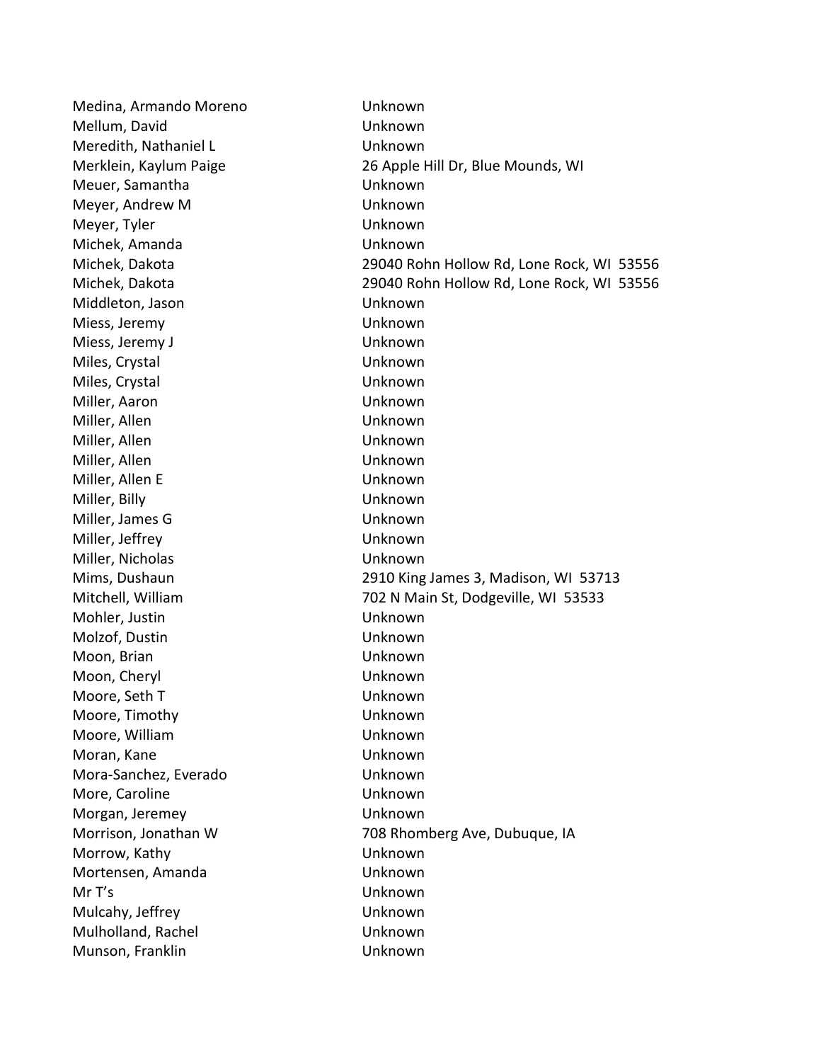| | |
|---|---|
| Medina, Armando Moreno | Unknown |
| Mellum, David | Unknown |
| Meredith, Nathaniel L | Unknown |
| Merklein, Kaylum Paige | 26 Apple Hill Dr, Blue Mounds, WI |
| Meuer, Samantha | Unknown |
| Meyer, Andrew M | Unknown |
| Meyer, Tyler | Unknown |
| Michek, Amanda | Unknown |
| Michek, Dakota | 29040 Rohn Hollow Rd, Lone Rock, WI 53556 |
| Michek, Dakota | 29040 Rohn Hollow Rd, Lone Rock, WI 53556 |
| Middleton, Jason | Unknown |
| Miess, Jeremy | Unknown |
| Miess, Jeremy J | Unknown |
| Miles, Crystal | Unknown |
| Miles, Crystal | Unknown |
| Miller, Aaron | Unknown |
| Miller, Allen | Unknown |
| Miller, Allen | Unknown |
| Miller, Allen | Unknown |
| Miller, Allen E | Unknown |
| Miller, Billy | Unknown |
| Miller, James G | Unknown |
| Miller, Jeffrey | Unknown |
| Miller, Nicholas | Unknown |
| Mims, Dushaun | 2910 King James 3, Madison, WI 53713 |
| Mitchell, William | 702 N Main St, Dodgeville, WI 53533 |
| Mohler, Justin | Unknown |
| Molzof, Dustin | Unknown |
| Moon, Brian | Unknown |
| Moon, Cheryl | Unknown |
| Moore, Seth T | Unknown |
| Moore, Timothy | Unknown |
| Moore, William | Unknown |
| Moran, Kane | Unknown |
| Mora-Sanchez, Everado | Unknown |
| More, Caroline | Unknown |
| Morgan, Jeremey | Unknown |
| Morrison, Jonathan W | 708 Rhomberg Ave, Dubuque, IA |
| Morrow, Kathy | Unknown |
| Mortensen, Amanda | Unknown |
| Mr T's | Unknown |
| Mulcahy, Jeffrey | Unknown |
| Mulholland, Rachel | Unknown |
| Munson, Franklin | Unknown |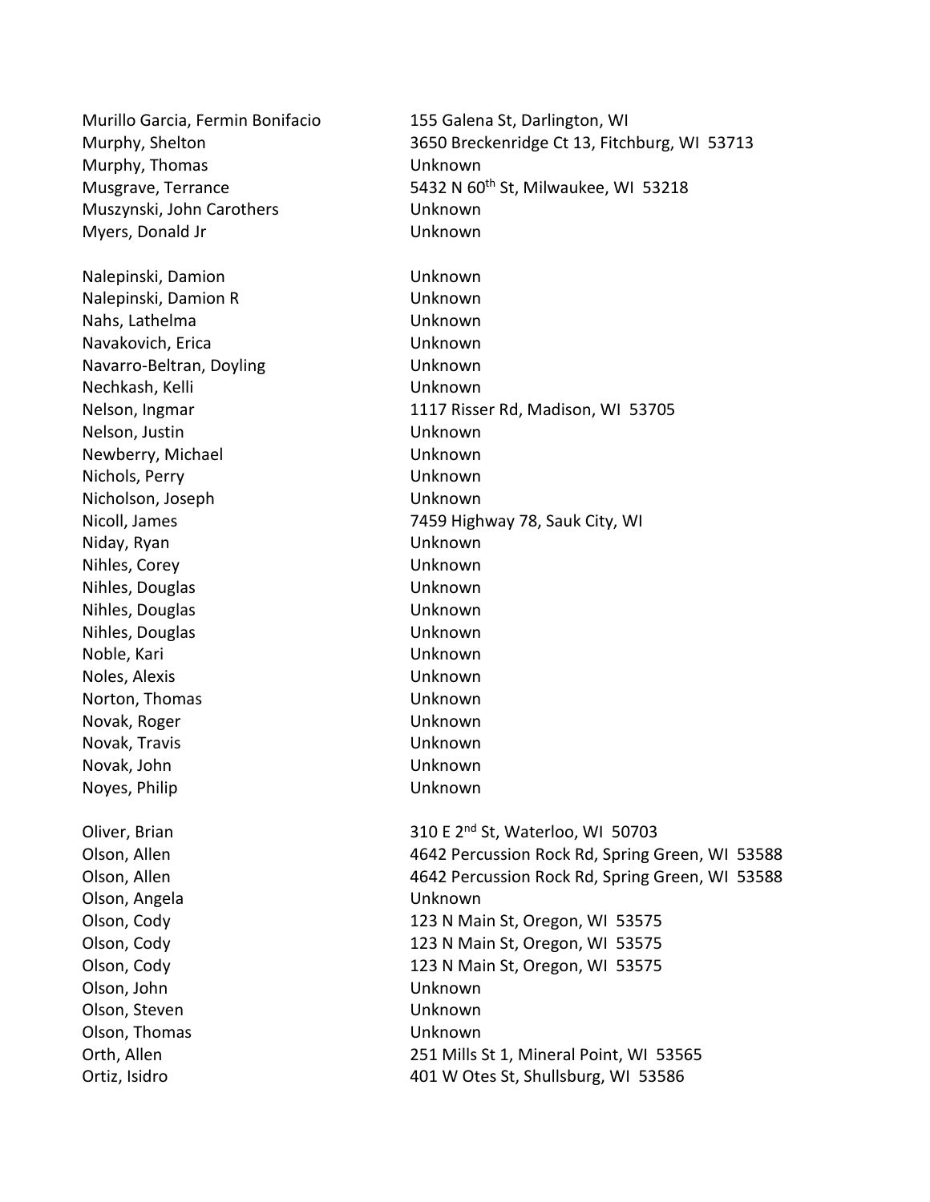| | |
|---|---|
| Murillo Garcia, Fermin Bonifacio | 155 Galena St, Darlington, WI |
| Murphy, Shelton | 3650 Breckenridge Ct 13, Fitchburg, WI 53713 |
| Murphy, Thomas | Unknown |
| Musgrave, Terrance | 5432 N 60th St, Milwaukee, WI 53218 |
| Muszynski, John Carothers | Unknown |
| Myers, Donald Jr | Unknown |
| | |
| Nalepinski, Damion | Unknown |
| Nalepinski, Damion R | Unknown |
| Nahs, Lathelma | Unknown |
| Navakovich, Erica | Unknown |
| Navarro-Beltran, Doyling | Unknown |
| Nechkash, Kelli | Unknown |
| Nelson, Ingmar | 1117 Risser Rd, Madison, WI 53705 |
| Nelson, Justin | Unknown |
| Newberry, Michael | Unknown |
| Nichols, Perry | Unknown |
| Nicholson, Joseph | Unknown |
| Nicoll, James | 7459 Highway 78, Sauk City, WI |
| Niday, Ryan | Unknown |
| Nihles, Corey | Unknown |
| Nihles, Douglas | Unknown |
| Nihles, Douglas | Unknown |
| Nihles, Douglas | Unknown |
| Noble, Kari | Unknown |
| Noles, Alexis | Unknown |
| Norton, Thomas | Unknown |
| Novak, Roger | Unknown |
| Novak, Travis | Unknown |
| Novak, John | Unknown |
| Noyes, Philip | Unknown |
| | |
| Oliver, Brian | 310 E 2nd St, Waterloo, WI 50703 |
| Olson, Allen | 4642 Percussion Rock Rd, Spring Green, WI 53588 |
| Olson, Allen | 4642 Percussion Rock Rd, Spring Green, WI 53588 |
| Olson, Angela | Unknown |
| Olson, Cody | 123 N Main St, Oregon, WI 53575 |
| Olson, Cody | 123 N Main St, Oregon, WI 53575 |
| Olson, Cody | 123 N Main St, Oregon, WI 53575 |
| Olson, John | Unknown |
| Olson, Steven | Unknown |
| Olson, Thomas | Unknown |
| Orth, Allen | 251 Mills St 1, Mineral Point, WI 53565 |
| Ortiz, Isidro | 401 W Otes St, Shullsburg, WI 53586 |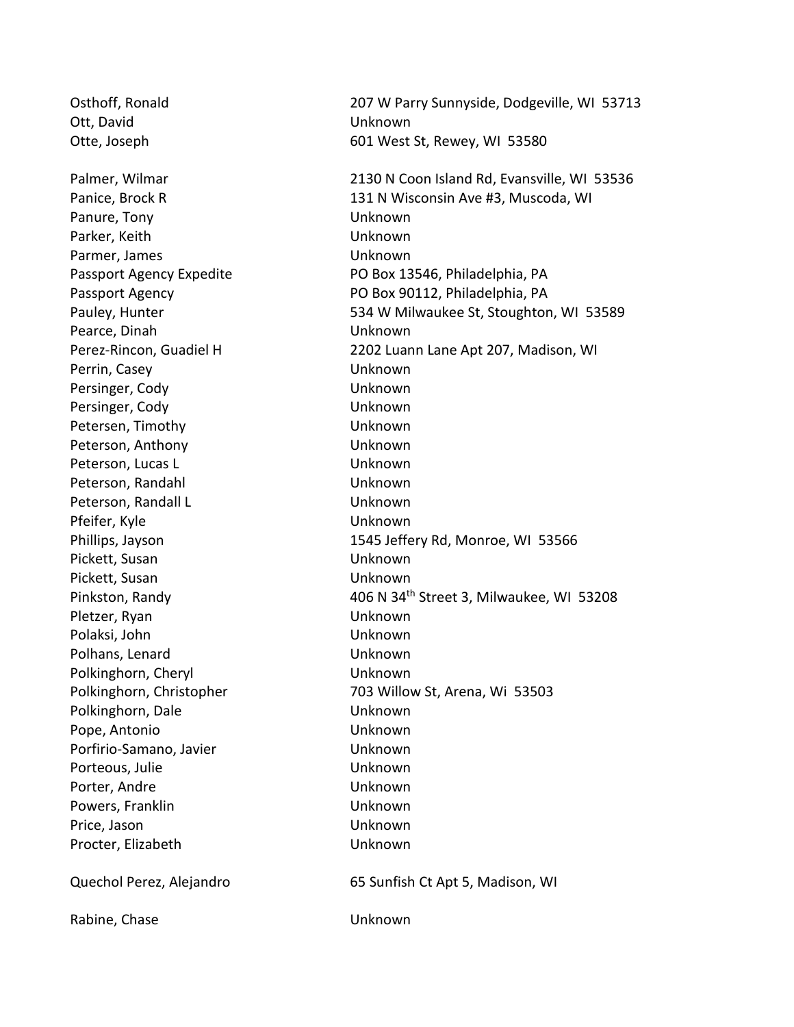| | |
|---|---|
| Osthoff, Ronald | 207 W Parry Sunnyside, Dodgeville, WI 53713 |
| Ott, David | Unknown |
| Otte, Joseph | 601 West St, Rewey, WI 53580 |
| | |
| Palmer, Wilmar | 2130 N Coon Island Rd, Evansville, WI 53536 |
| Panice, Brock R | 131 N Wisconsin Ave #3, Muscoda, WI |
| Panure, Tony | Unknown |
| Parker, Keith | Unknown |
| Parmer, James | Unknown |
| Passport Agency Expedite | PO Box 13546, Philadelphia, PA |
| Passport Agency | PO Box 90112, Philadelphia, PA |
| Pauley, Hunter | 534 W Milwaukee St, Stoughton, WI 53589 |
| Pearce, Dinah | Unknown |
| Perez-Rincon, Guadiel H | 2202 Luann Lane Apt 207, Madison, WI |
| Perrin, Casey | Unknown |
| Persinger, Cody | Unknown |
| Persinger, Cody | Unknown |
| Petersen, Timothy | Unknown |
| Peterson, Anthony | Unknown |
| Peterson, Lucas L | Unknown |
| Peterson, Randahl | Unknown |
| Peterson, Randall L | Unknown |
| Pfeifer, Kyle | Unknown |
| Phillips, Jayson | 1545 Jeffery Rd, Monroe, WI 53566 |
| Pickett, Susan | Unknown |
| Pickett, Susan | Unknown |
| Pinkston, Randy | 406 N 34th Street 3, Milwaukee, WI 53208 |
| Pletzer, Ryan | Unknown |
| Polaksi, John | Unknown |
| Polhans, Lenard | Unknown |
| Polkinghorn, Cheryl | Unknown |
| Polkinghorn, Christopher | 703 Willow St, Arena, Wi 53503 |
| Polkinghorn, Dale | Unknown |
| Pope, Antonio | Unknown |
| Porfirio-Samano, Javier | Unknown |
| Porteous, Julie | Unknown |
| Porter, Andre | Unknown |
| Powers, Franklin | Unknown |
| Price, Jason | Unknown |
| Procter, Elizabeth | Unknown |
| | |
| Quechol Perez, Alejandro | 65 Sunfish Ct Apt 5, Madison, WI |
| | |
| Rabine, Chase | Unknown |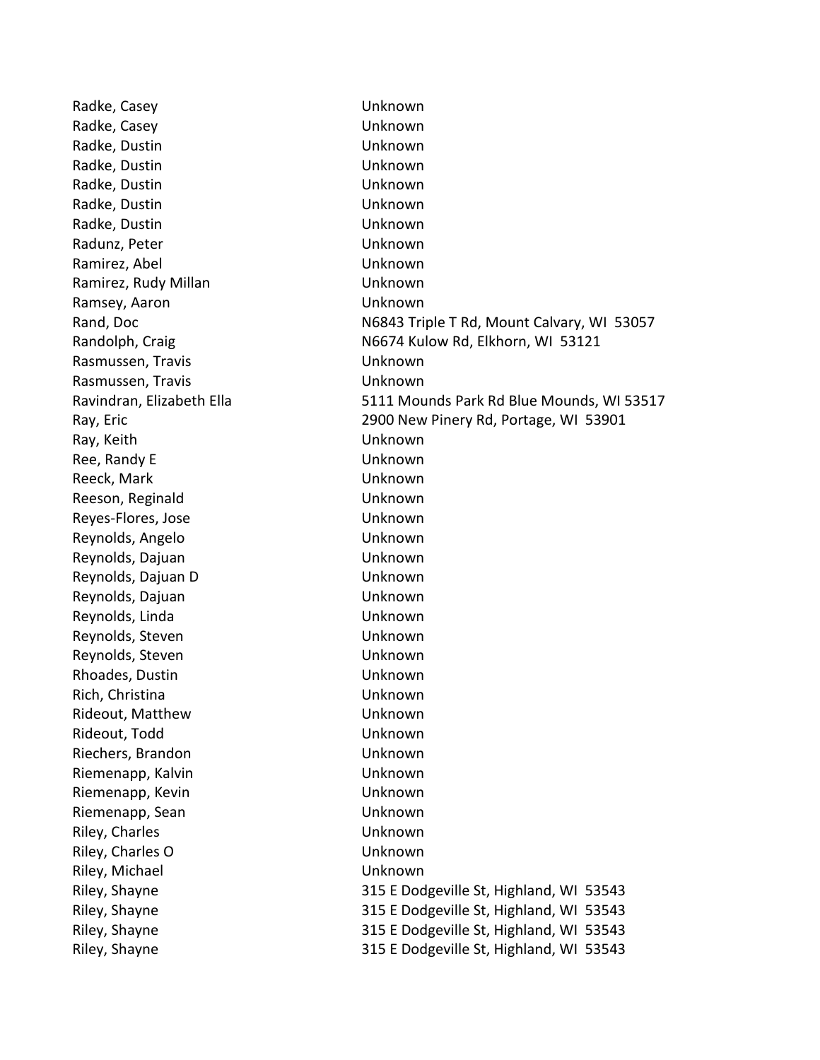| | |
|---|---|
| Radke, Casey | Unknown |
| Radke, Casey | Unknown |
| Radke, Dustin | Unknown |
| Radke, Dustin | Unknown |
| Radke, Dustin | Unknown |
| Radke, Dustin | Unknown |
| Radke, Dustin | Unknown |
| Radunz, Peter | Unknown |
| Ramirez, Abel | Unknown |
| Ramirez, Rudy Millan | Unknown |
| Ramsey, Aaron | Unknown |
| Rand, Doc | N6843 Triple T Rd, Mount Calvary, WI 53057 |
| Randolph, Craig | N6674 Kulow Rd, Elkhorn, WI 53121 |
| Rasmussen, Travis | Unknown |
| Rasmussen, Travis | Unknown |
| Ravindran, Elizabeth Ella | 5111 Mounds Park Rd Blue Mounds, WI 53517 |
| Ray, Eric | 2900 New Pinery Rd, Portage, WI 53901 |
| Ray, Keith | Unknown |
| Ree, Randy E | Unknown |
| Reeck, Mark | Unknown |
| Reeson, Reginald | Unknown |
| Reyes-Flores, Jose | Unknown |
| Reynolds, Angelo | Unknown |
| Reynolds, Dajuan | Unknown |
| Reynolds, Dajuan D | Unknown |
| Reynolds, Dajuan | Unknown |
| Reynolds, Linda | Unknown |
| Reynolds, Steven | Unknown |
| Reynolds, Steven | Unknown |
| Rhoades, Dustin | Unknown |
| Rich, Christina | Unknown |
| Rideout, Matthew | Unknown |
| Rideout, Todd | Unknown |
| Riechers, Brandon | Unknown |
| Riemenapp, Kalvin | Unknown |
| Riemenapp, Kevin | Unknown |
| Riemenapp, Sean | Unknown |
| Riley, Charles | Unknown |
| Riley, Charles O | Unknown |
| Riley, Michael | Unknown |
| Riley, Shayne | 315 E Dodgeville St, Highland, WI 53543 |
| Riley, Shayne | 315 E Dodgeville St, Highland, WI 53543 |
| Riley, Shayne | 315 E Dodgeville St, Highland, WI 53543 |
| Riley, Shayne | 315 E Dodgeville St, Highland, WI 53543 |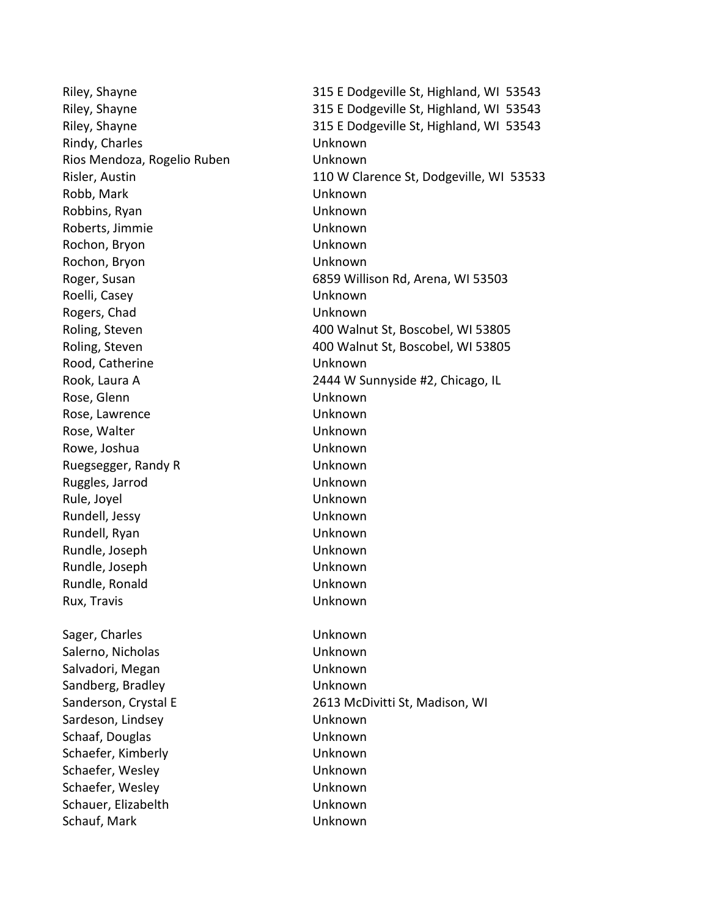| | |
|---|---|
| Riley, Shayne | 315 E Dodgeville St, Highland, WI  53543 |
| Riley, Shayne | 315 E Dodgeville St, Highland, WI  53543 |
| Riley, Shayne | 315 E Dodgeville St, Highland, WI  53543 |
| Rindy, Charles | Unknown |
| Rios Mendoza, Rogelio Ruben | Unknown |
| Risler, Austin | 110 W Clarence St, Dodgeville, WI  53533 |
| Robb, Mark | Unknown |
| Robbins, Ryan | Unknown |
| Roberts, Jimmie | Unknown |
| Rochon, Bryon | Unknown |
| Rochon, Bryon | Unknown |
| Roger, Susan | 6859 Willison Rd, Arena, WI 53503 |
| Roelli, Casey | Unknown |
| Rogers, Chad | Unknown |
| Roling, Steven | 400 Walnut St, Boscobel, WI 53805 |
| Roling, Steven | 400 Walnut St, Boscobel, WI 53805 |
| Rood, Catherine | Unknown |
| Rook, Laura A | 2444 W Sunnyside #2, Chicago, IL |
| Rose, Glenn | Unknown |
| Rose, Lawrence | Unknown |
| Rose, Walter | Unknown |
| Rowe, Joshua | Unknown |
| Ruegsegger, Randy R | Unknown |
| Ruggles, Jarrod | Unknown |
| Rule, Joyel | Unknown |
| Rundell, Jessy | Unknown |
| Rundell, Ryan | Unknown |
| Rundle, Joseph | Unknown |
| Rundle, Joseph | Unknown |
| Rundle, Ronald | Unknown |
| Rux, Travis | Unknown |
| | |
| Sager, Charles | Unknown |
| Salerno, Nicholas | Unknown |
| Salvadori, Megan | Unknown |
| Sandberg, Bradley | Unknown |
| Sanderson, Crystal E | 2613 McDivitti St, Madison, WI |
| Sardeson, Lindsey | Unknown |
| Schaaf, Douglas | Unknown |
| Schaefer, Kimberly | Unknown |
| Schaefer, Wesley | Unknown |
| Schaefer, Wesley | Unknown |
| Schauer, Elizabelth | Unknown |
| Schauf, Mark | Unknown |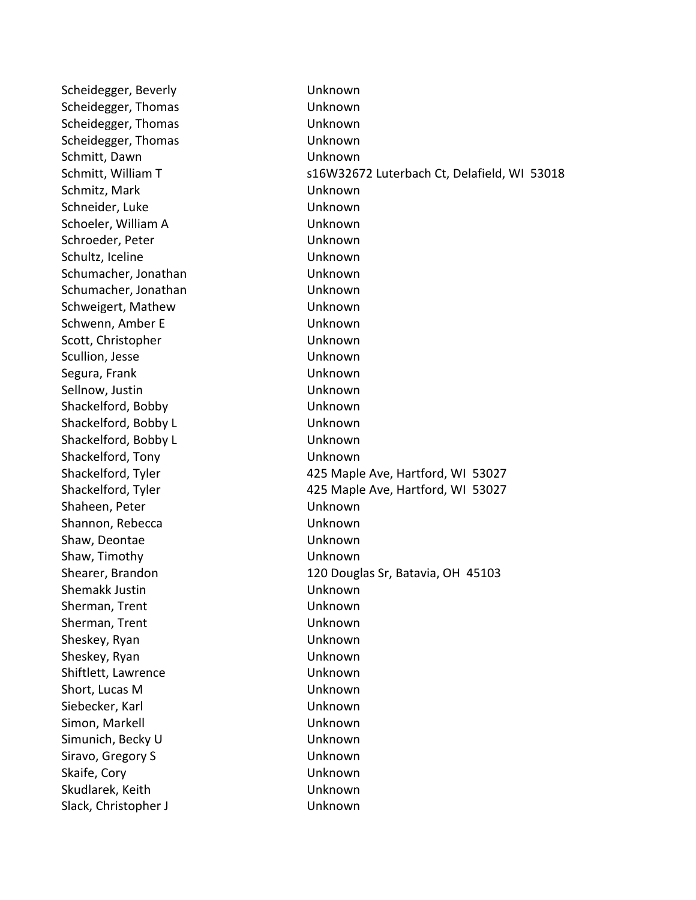| | |
|---|---|
| Scheidegger, Beverly | Unknown |
| Scheidegger, Thomas | Unknown |
| Scheidegger, Thomas | Unknown |
| Scheidegger, Thomas | Unknown |
| Schmitt, Dawn | Unknown |
| Schmitt, William T | s16W32672 Luterbach Ct, Delafield, WI 53018 |
| Schmitz, Mark | Unknown |
| Schneider, Luke | Unknown |
| Schoeler, William A | Unknown |
| Schroeder, Peter | Unknown |
| Schultz, Iceline | Unknown |
| Schumacher, Jonathan | Unknown |
| Schumacher, Jonathan | Unknown |
| Schweigert, Mathew | Unknown |
| Schwenn, Amber E | Unknown |
| Scott, Christopher | Unknown |
| Scullion, Jesse | Unknown |
| Segura, Frank | Unknown |
| Sellnow, Justin | Unknown |
| Shackelford, Bobby | Unknown |
| Shackelford, Bobby L | Unknown |
| Shackelford, Bobby L | Unknown |
| Shackelford, Tony | Unknown |
| Shackelford, Tyler | 425 Maple Ave, Hartford, WI 53027 |
| Shackelford, Tyler | 425 Maple Ave, Hartford, WI 53027 |
| Shaheen, Peter | Unknown |
| Shannon, Rebecca | Unknown |
| Shaw, Deontae | Unknown |
| Shaw, Timothy | Unknown |
| Shearer, Brandon | 120 Douglas Sr, Batavia, OH 45103 |
| Shemakk Justin | Unknown |
| Sherman, Trent | Unknown |
| Sherman, Trent | Unknown |
| Sheskey, Ryan | Unknown |
| Sheskey, Ryan | Unknown |
| Shiftlett, Lawrence | Unknown |
| Short, Lucas M | Unknown |
| Siebecker, Karl | Unknown |
| Simon, Markell | Unknown |
| Simunich, Becky U | Unknown |
| Siravo, Gregory S | Unknown |
| Skaife, Cory | Unknown |
| Skudlarek, Keith | Unknown |
| Slack, Christopher J | Unknown |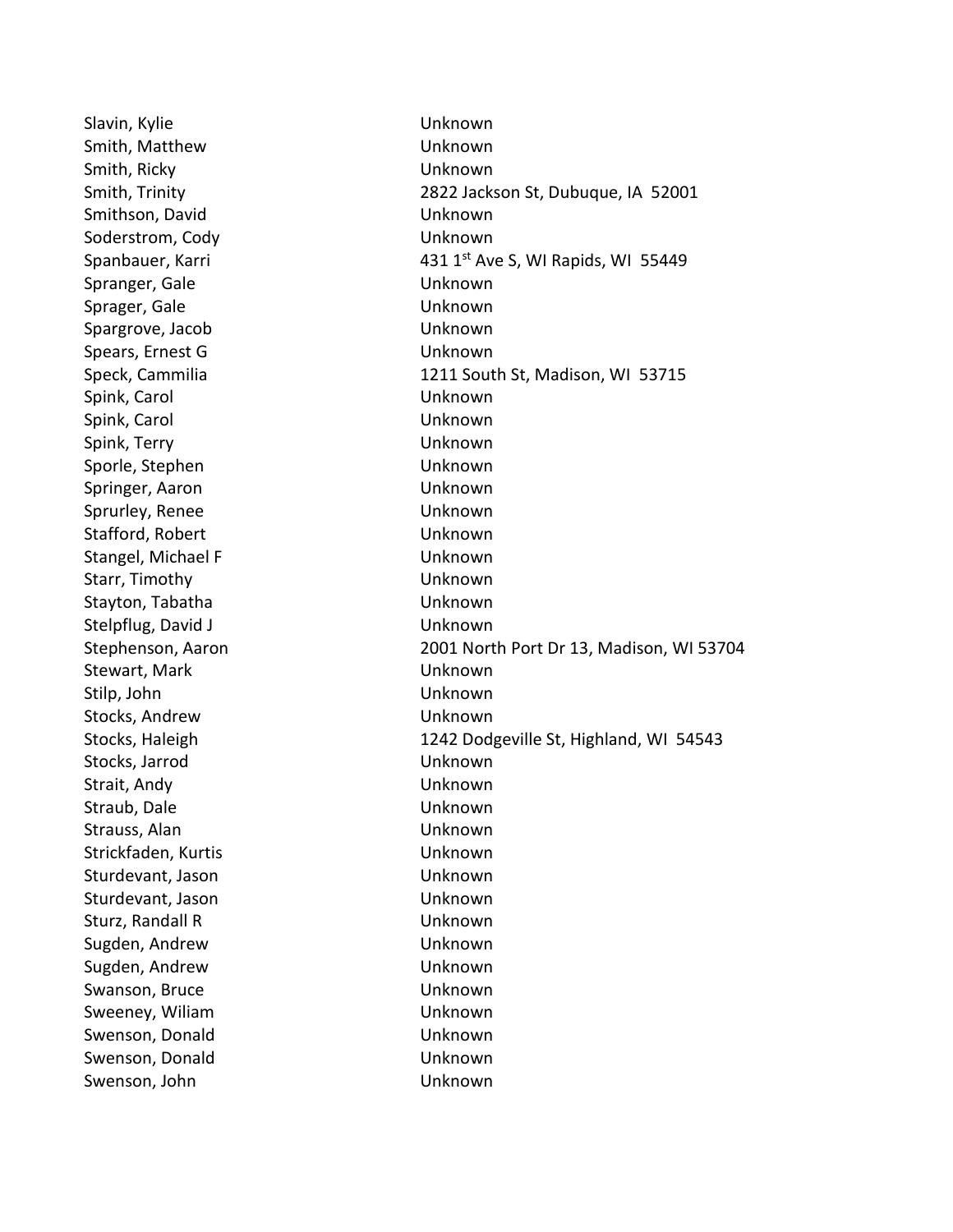| | |
|---|---|
| Slavin, Kylie | Unknown |
| Smith, Matthew | Unknown |
| Smith, Ricky | Unknown |
| Smith, Trinity | 2822 Jackson St, Dubuque, IA 52001 |
| Smithson, David | Unknown |
| Soderstrom, Cody | Unknown |
| Spanbauer, Karri | 431 1st Ave S, WI Rapids, WI 55449 |
| Spranger, Gale | Unknown |
| Sprager, Gale | Unknown |
| Spargrove, Jacob | Unknown |
| Spears, Ernest G | Unknown |
| Speck, Cammilia | 1211 South St, Madison, WI 53715 |
| Spink, Carol | Unknown |
| Spink, Carol | Unknown |
| Spink, Terry | Unknown |
| Sporle, Stephen | Unknown |
| Springer, Aaron | Unknown |
| Sprurley, Renee | Unknown |
| Stafford, Robert | Unknown |
| Stangel, Michael F | Unknown |
| Starr, Timothy | Unknown |
| Stayton, Tabatha | Unknown |
| Stelpflug, David J | Unknown |
| Stephenson, Aaron | 2001 North Port Dr 13, Madison, WI 53704 |
| Stewart, Mark | Unknown |
| Stilp, John | Unknown |
| Stocks, Andrew | Unknown |
| Stocks, Haleigh | 1242 Dodgeville St, Highland, WI 54543 |
| Stocks, Jarrod | Unknown |
| Strait, Andy | Unknown |
| Straub, Dale | Unknown |
| Strauss, Alan | Unknown |
| Strickfaden, Kurtis | Unknown |
| Sturdevant, Jason | Unknown |
| Sturdevant, Jason | Unknown |
| Sturz, Randall R | Unknown |
| Sugden, Andrew | Unknown |
| Sugden, Andrew | Unknown |
| Swanson, Bruce | Unknown |
| Sweeney, Wiliam | Unknown |
| Swenson, Donald | Unknown |
| Swenson, Donald | Unknown |
| Swenson, John | Unknown |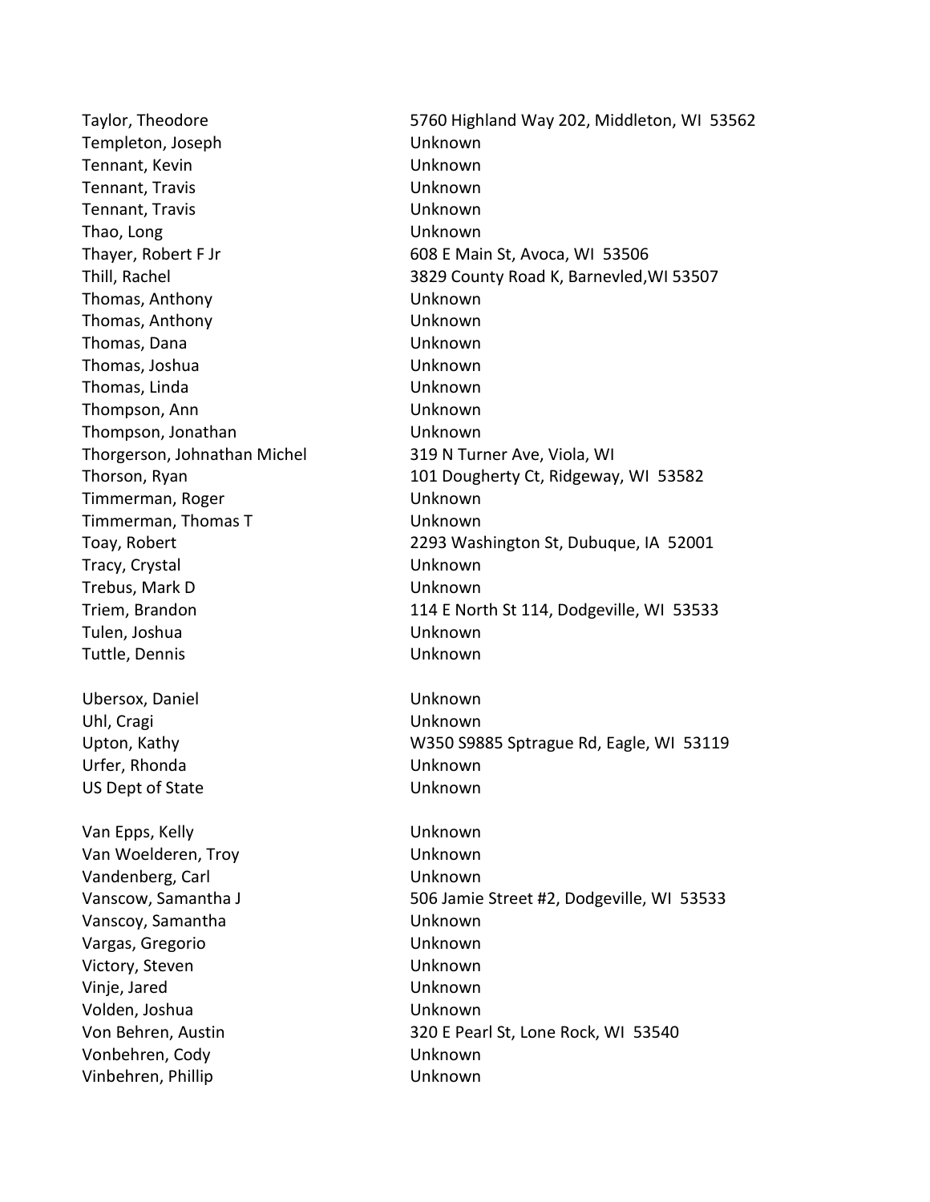| | |
|---|---|
| Taylor, Theodore | 5760 Highland Way 202, Middleton, WI  53562 |
| Templeton, Joseph | Unknown |
| Tennant, Kevin | Unknown |
| Tennant, Travis | Unknown |
| Tennant, Travis | Unknown |
| Thao, Long | Unknown |
| Thayer, Robert F Jr | 608 E Main St, Avoca, WI  53506 |
| Thill, Rachel | 3829 County Road K, Barnevled,WI 53507 |
| Thomas, Anthony | Unknown |
| Thomas, Anthony | Unknown |
| Thomas, Dana | Unknown |
| Thomas, Joshua | Unknown |
| Thomas, Linda | Unknown |
| Thompson, Ann | Unknown |
| Thompson, Jonathan | Unknown |
| Thorgerson, Johnathan Michel | 319 N Turner Ave, Viola, WI |
| Thorson, Ryan | 101 Dougherty Ct, Ridgeway, WI  53582 |
| Timmerman, Roger | Unknown |
| Timmerman, Thomas T | Unknown |
| Toay, Robert | 2293 Washington St, Dubuque, IA  52001 |
| Tracy, Crystal | Unknown |
| Trebus, Mark D | Unknown |
| Triem, Brandon | 114 E North St 114, Dodgeville, WI  53533 |
| Tulen, Joshua | Unknown |
| Tuttle, Dennis | Unknown |
| | |
| Ubersox, Daniel | Unknown |
| Uhl, Cragi | Unknown |
| Upton, Kathy | W350 S9885 Sptrague Rd, Eagle, WI  53119 |
| Urfer, Rhonda | Unknown |
| US Dept of State | Unknown |
| | |
| Van Epps, Kelly | Unknown |
| Van Woelderen, Troy | Unknown |
| Vandenberg, Carl | Unknown |
| Vanscow, Samantha J | 506 Jamie Street #2, Dodgeville, WI  53533 |
| Vanscoy, Samantha | Unknown |
| Vargas, Gregorio | Unknown |
| Victory, Steven | Unknown |
| Vinje, Jared | Unknown |
| Volden, Joshua | Unknown |
| Von Behren, Austin | 320 E Pearl St, Lone Rock, WI  53540 |
| Vonbehren, Cody | Unknown |
| Vinbehren, Phillip | Unknown |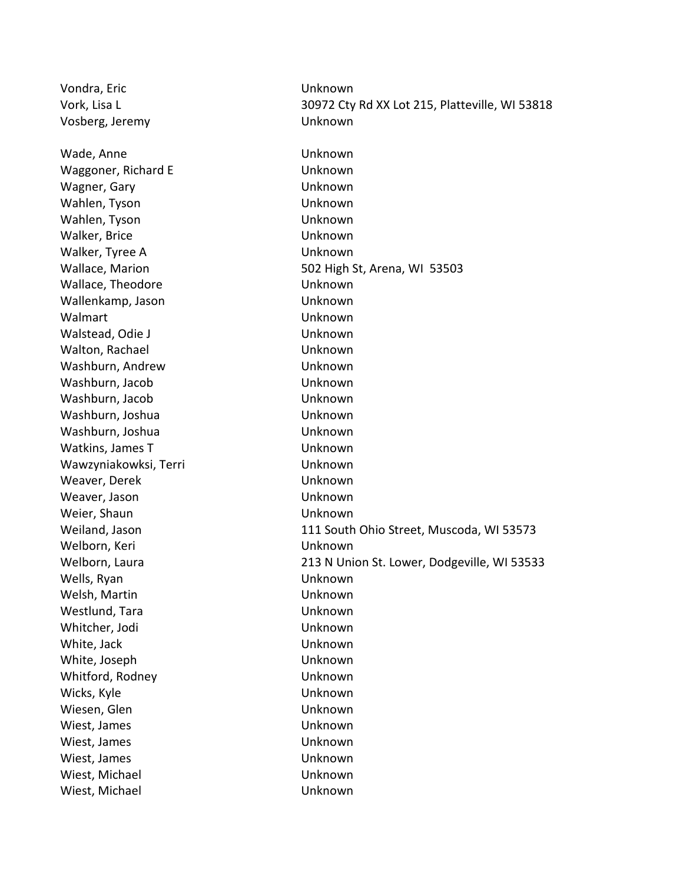| | |
|---|---|
| Vondra, Eric | Unknown |
| Vork, Lisa L | 30972 Cty Rd XX Lot 215, Platteville, WI 53818 |
| Vosberg, Jeremy | Unknown |
| | |
| Wade, Anne | Unknown |
| Waggoner, Richard E | Unknown |
| Wagner, Gary | Unknown |
| Wahlen, Tyson | Unknown |
| Wahlen, Tyson | Unknown |
| Walker, Brice | Unknown |
| Walker, Tyree A | Unknown |
| Wallace, Marion | 502 High St, Arena, WI 53503 |
| Wallace, Theodore | Unknown |
| Wallenkamp, Jason | Unknown |
| Walmart | Unknown |
| Walstead, Odie J | Unknown |
| Walton, Rachael | Unknown |
| Washburn, Andrew | Unknown |
| Washburn, Jacob | Unknown |
| Washburn, Jacob | Unknown |
| Washburn, Joshua | Unknown |
| Washburn, Joshua | Unknown |
| Watkins, James T | Unknown |
| Wawzyniakowksi, Terri | Unknown |
| Weaver, Derek | Unknown |
| Weaver, Jason | Unknown |
| Weier, Shaun | Unknown |
| Weiland, Jason | 111 South Ohio Street, Muscoda, WI 53573 |
| Welborn, Keri | Unknown |
| Welborn, Laura | 213 N Union St. Lower, Dodgeville, WI 53533 |
| Wells, Ryan | Unknown |
| Welsh, Martin | Unknown |
| Westlund, Tara | Unknown |
| Whitcher, Jodi | Unknown |
| White, Jack | Unknown |
| White, Joseph | Unknown |
| Whitford, Rodney | Unknown |
| Wicks, Kyle | Unknown |
| Wiesen, Glen | Unknown |
| Wiest, James | Unknown |
| Wiest, James | Unknown |
| Wiest, James | Unknown |
| Wiest, Michael | Unknown |
| Wiest, Michael | Unknown |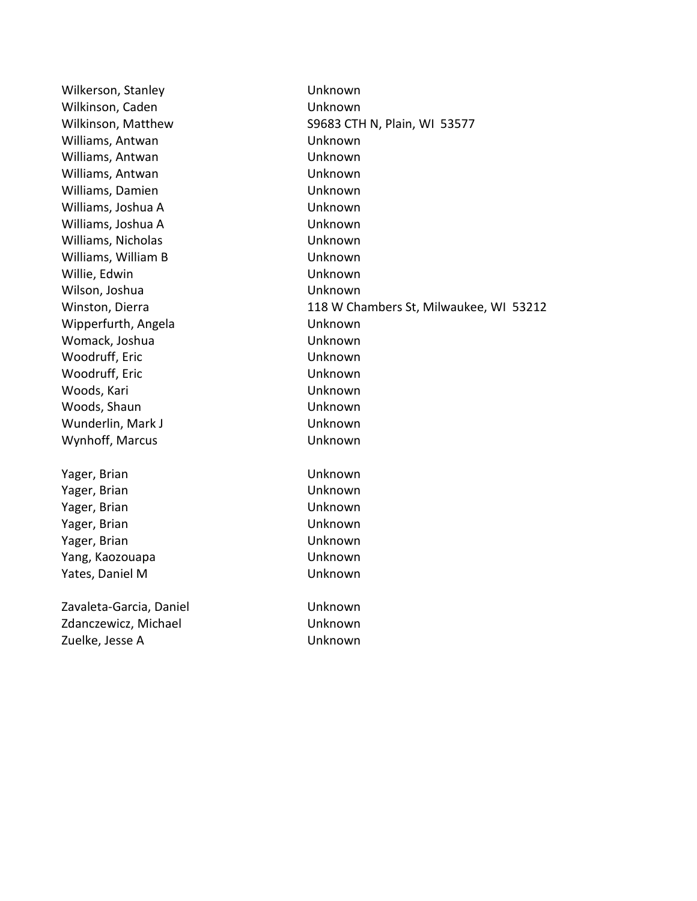| | |
|---|---|
| Wilkerson, Stanley | Unknown |
| Wilkinson, Caden | Unknown |
| Wilkinson, Matthew | S9683 CTH N, Plain, WI 53577 |
| Williams, Antwan | Unknown |
| Williams, Antwan | Unknown |
| Williams, Antwan | Unknown |
| Williams, Damien | Unknown |
| Williams, Joshua A | Unknown |
| Williams, Joshua A | Unknown |
| Williams, Nicholas | Unknown |
| Williams, William B | Unknown |
| Willie, Edwin | Unknown |
| Wilson, Joshua | Unknown |
| Winston, Dierra | 118 W Chambers St, Milwaukee, WI 53212 |
| Wipperfurth, Angela | Unknown |
| Womack, Joshua | Unknown |
| Woodruff, Eric | Unknown |
| Woodruff, Eric | Unknown |
| Woods, Kari | Unknown |
| Woods, Shaun | Unknown |
| Wunderlin, Mark J | Unknown |
| Wynhoff, Marcus | Unknown |
| | |
| Yager, Brian | Unknown |
| Yager, Brian | Unknown |
| Yager, Brian | Unknown |
| Yager, Brian | Unknown |
| Yager, Brian | Unknown |
| Yang, Kaozouapa | Unknown |
| Yates, Daniel M | Unknown |
| | |
| Zavaleta-Garcia, Daniel | Unknown |
| Zdanczewicz, Michael | Unknown |
| Zuelke, Jesse A | Unknown |